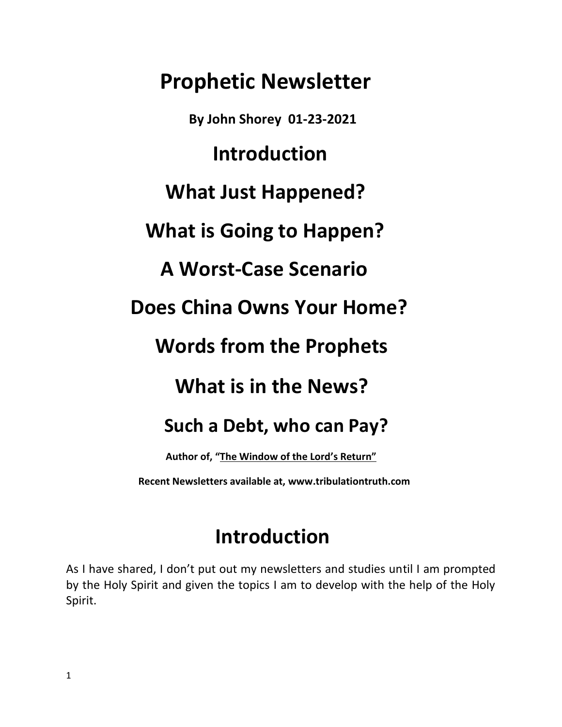# Prophetic Newsletter

**By John Shorey 01-23-2021**

## Introduction

## What Just Happened?

## What is Going to Happen?

## A Worst-Case Scenario

## Does China Owns Your Home?

## Words from the Prophets

## What is in the News?

## Such a Debt, who can Pay?

**Author of, "<u>The Window of the Lord's Return"</u>**

**Recent Newsletters available at, www.tribulationtruth.com**

# Introduction

As I have shared, I don't put out my newsletters and studies until I am prompted by the Holy Spirit and given the topics I am to develop with the help of the Holy Spirit.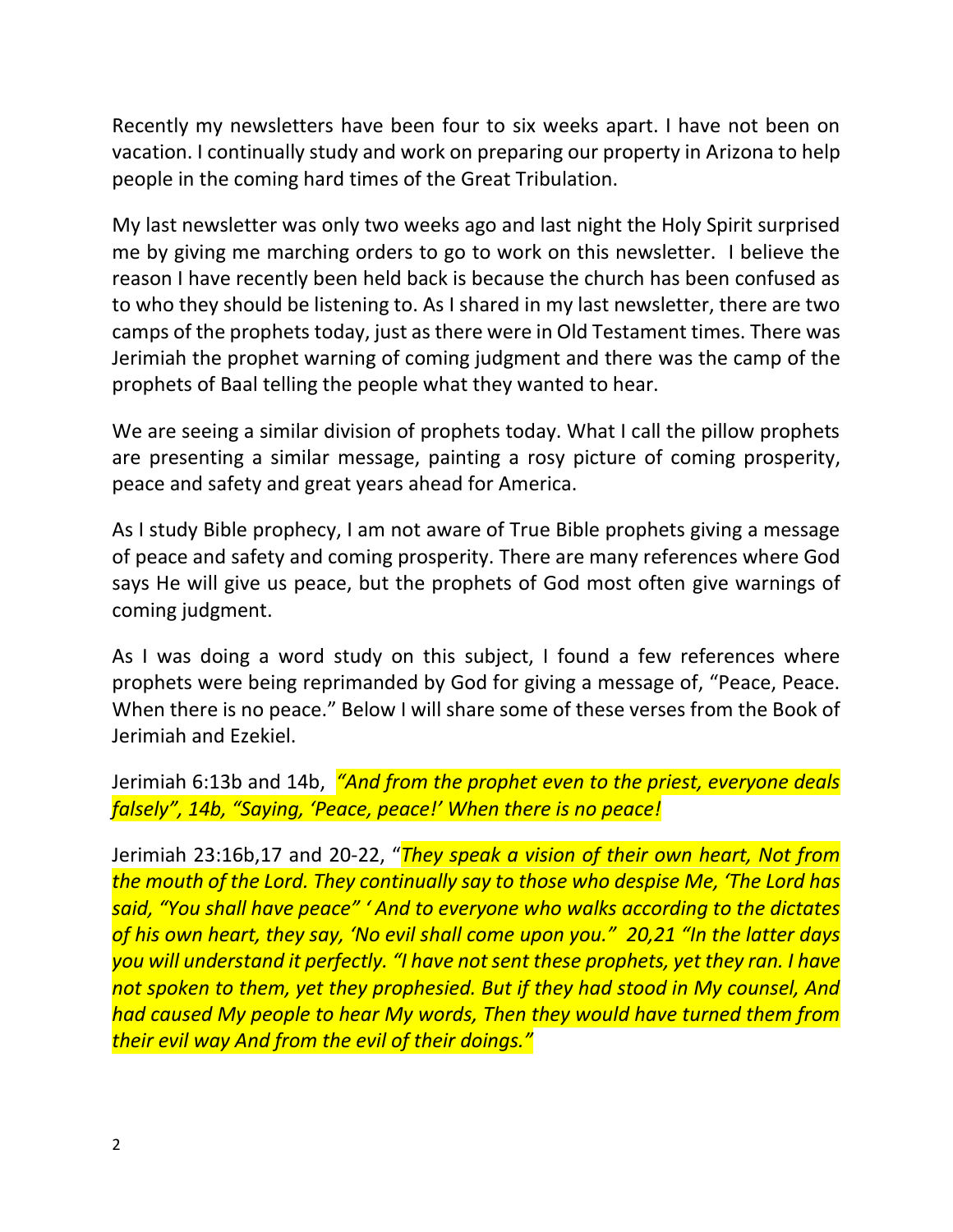Recently my newsletters have been four to six weeks apart. I have not been on vacation. I continually study and work on preparing our property in Arizona to help people in the coming hard times of the Great Tribulation.

My last newsletter was only two weeks ago and last night the Holy Spirit surprised me by giving me marching orders to go to work on this newsletter. I believe the reason I have recently been held back is because the church has been confused as to who they should be listening to. As I shared in my last newsletter, there are two camps of the prophets today, just as there were in Old Testament times. There was Jerimiah the prophet warning of coming judgment and there was the camp of the prophets of Baal telling the people what they wanted to hear.

We are seeing a similar division of prophets today. What I call the pillow prophets are presenting a similar message, painting a rosy picture of coming prosperity, peace and safety and great years ahead for America.

As I study Bible prophecy, I am not aware of True Bible prophets giving a message of peace and safety and coming prosperity. There are many references where God says He will give us peace, but the prophets of God most often give warnings of coming judgment.

As I was doing a word study on this subject, I found a few references where prophets were being reprimanded by God for giving a message of, "Peace, Peace. When there is no peace." Below I will share some of these verses from the Book of Jerimiah and Ezekiel.

Jerimiah 6:13b and 14b, *"And from the prophet even to the priest, everyone deals falsely", 14b, "Saying, 'Peace, peace!' When there is no peace!*

Jerimiah 23:16b,17 and 20-22, "*They speak a vision of their own heart, Not from the mouth of the Lord. They continually say to those who despise Me, 'The Lord has said, "You shall have peace" ' And to everyone who walks according to the dictates of his own heart, they say, 'No evil shall come upon you." 20,21 "In the latter days you will understand it perfectly. "I have not sent these prophets, yet they ran. I have not spoken to them, yet they prophesied. But if they had stood in My counsel, And had caused My people to hear My words, Then they would have turned them from their evil way And from the evil of their doings."*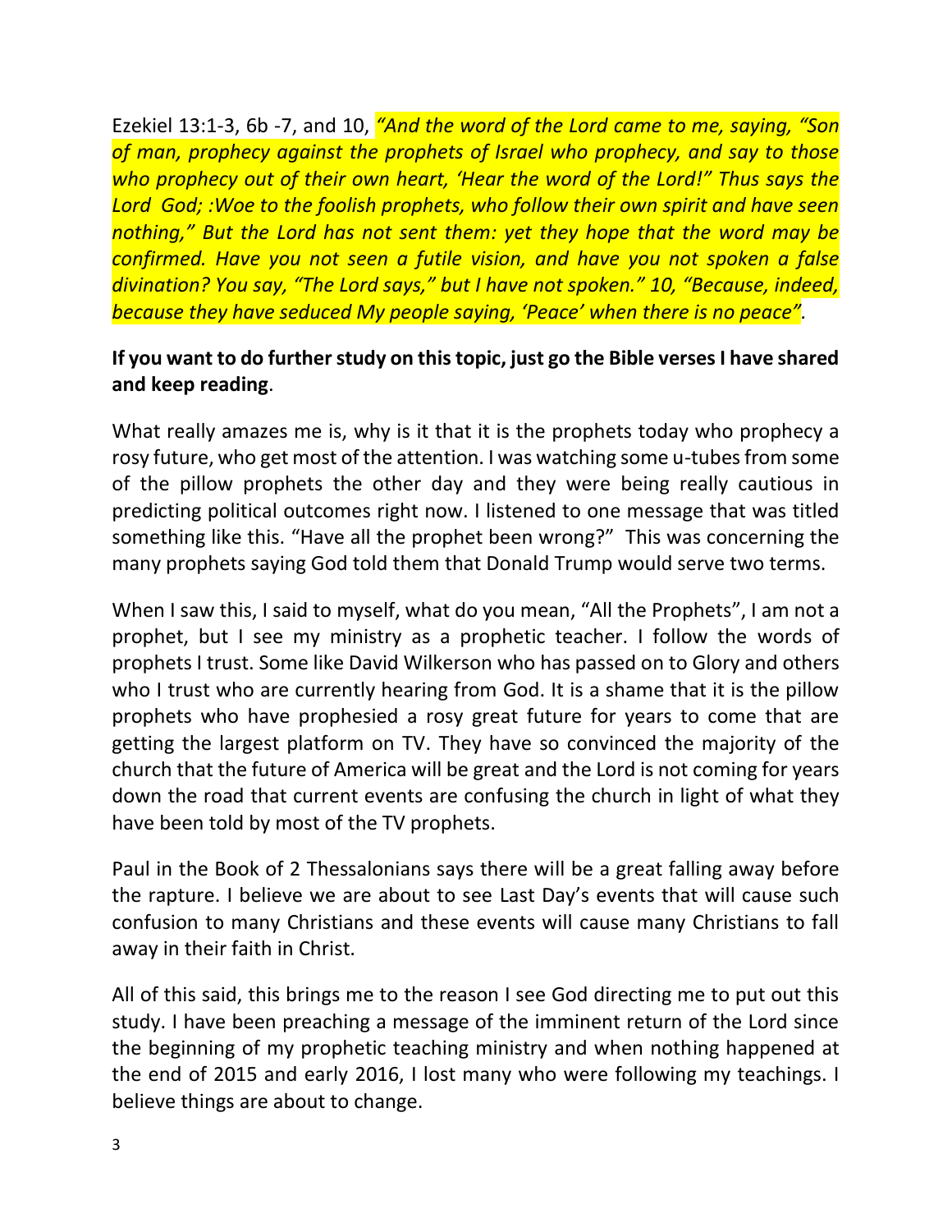Ezekiel 13:1-3, 6b -7, and 10, *"And the word of the Lord came to me, saying, "Son of man, prophecy against the prophets of Israel who prophecy, and say to those who prophecy out of their own heart, 'Hear the word of the Lord!" Thus says the Lord God; :Woe to the foolish prophets, who follow their own spirit and have seen nothing," But the Lord has not sent them: yet they hope that the word may be confirmed. Have you not seen a futile vision, and have you not spoken a false divination? You say, "The Lord says," but I have not spoken." 10, "Because, indeed, because they have seduced My people saying, 'Peace' when there is no peace".*

**If you want to do further study on this topic, just go the Bible verses I have shared and keep reading**.

What really amazes me is, why is it that it is the prophets today who prophecy a rosy future, who get most of the attention. I was watching some u-tubes from some of the pillow prophets the other day and they were being really cautious in predicting political outcomes right now. I listened to one message that was titled something like this. "Have all the prophet been wrong?" This was concerning the many prophets saying God told them that Donald Trump would serve two terms.

When I saw this, I said to myself, what do you mean, "All the Prophets", I am not a prophet, but I see my ministry as a prophetic teacher. I follow the words of prophets I trust. Some like David Wilkerson who has passed on to Glory and others who I trust who are currently hearing from God. It is a shame that it is the pillow prophets who have prophesied a rosy great future for years to come that are getting the largest platform on TV. They have so convinced the majority of the church that the future of America will be great and the Lord is not coming for years down the road that current events are confusing the church in light of what they have been told by most of the TV prophets.

Paul in the Book of 2 Thessalonians says there will be a great falling away before the rapture. I believe we are about to see Last Day's events that will cause such confusion to many Christians and these events will cause many Christians to fall away in their faith in Christ.

All of this said, this brings me to the reason I see God directing me to put out this study. I have been preaching a message of the imminent return of the Lord since the beginning of my prophetic teaching ministry and when nothing happened at the end of 2015 and early 2016, I lost many who were following my teachings. I believe things are about to change.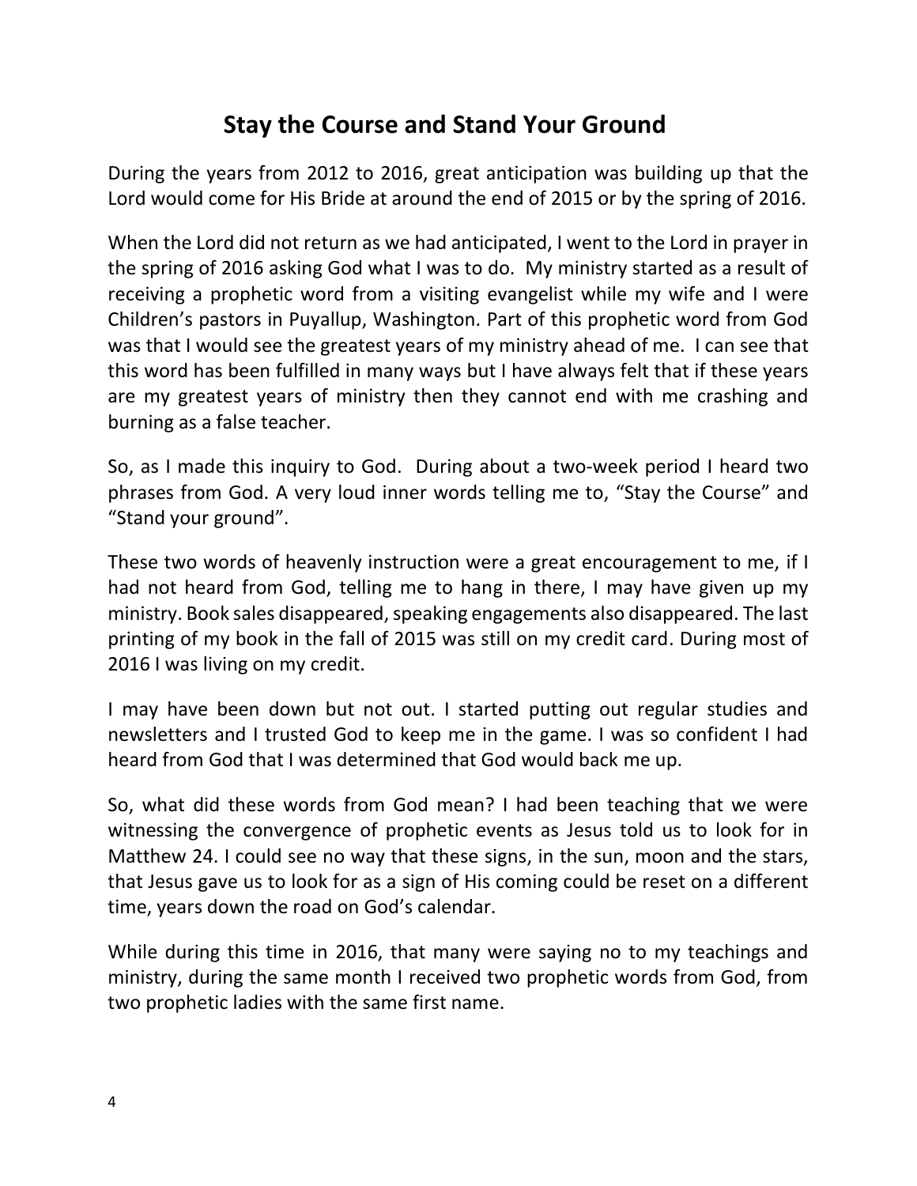# Stay the Course and Stand Your Ground

During the years from 2012 to 2016, great anticipation was building up that the Lord would come for His Bride at around the end of 2015 or by the spring of 2016.

When the Lord did not return as we had anticipated, I went to the Lord in prayer in the spring of 2016 asking God what I was to do. My ministry started as a result of receiving a prophetic word from a visiting evangelist while my wife and I were Children's pastors in Puyallup, Washington. Part of this prophetic word from God was that I would see the greatest years of my ministry ahead of me. I can see that this word has been fulfilled in many ways but I have always felt that if these years are my greatest years of ministry then they cannot end with me crashing and burning as a false teacher.

So, as I made this inquiry to God. During about a two-week period I heard two phrases from God. A very loud inner words telling me to, "Stay the Course" and "Stand your ground".

These two words of heavenly instruction were a great encouragement to me, if I had not heard from God, telling me to hang in there, I may have given up my ministry. Book sales disappeared, speaking engagements also disappeared. The last printing of my book in the fall of 2015 was still on my credit card. During most of 2016 I was living on my credit.

I may have been down but not out. I started putting out regular studies and newsletters and I trusted God to keep me in the game. I was so confident I had heard from God that I was determined that God would back me up.

So, what did these words from God mean? I had been teaching that we were witnessing the convergence of prophetic events as Jesus told us to look for in Matthew 24. I could see no way that these signs, in the sun, moon and the stars, that Jesus gave us to look for as a sign of His coming could be reset on a different time, years down the road on God's calendar.

While during this time in 2016, that many were saying no to my teachings and ministry, during the same month I received two prophetic words from God, from two prophetic ladies with the same first name.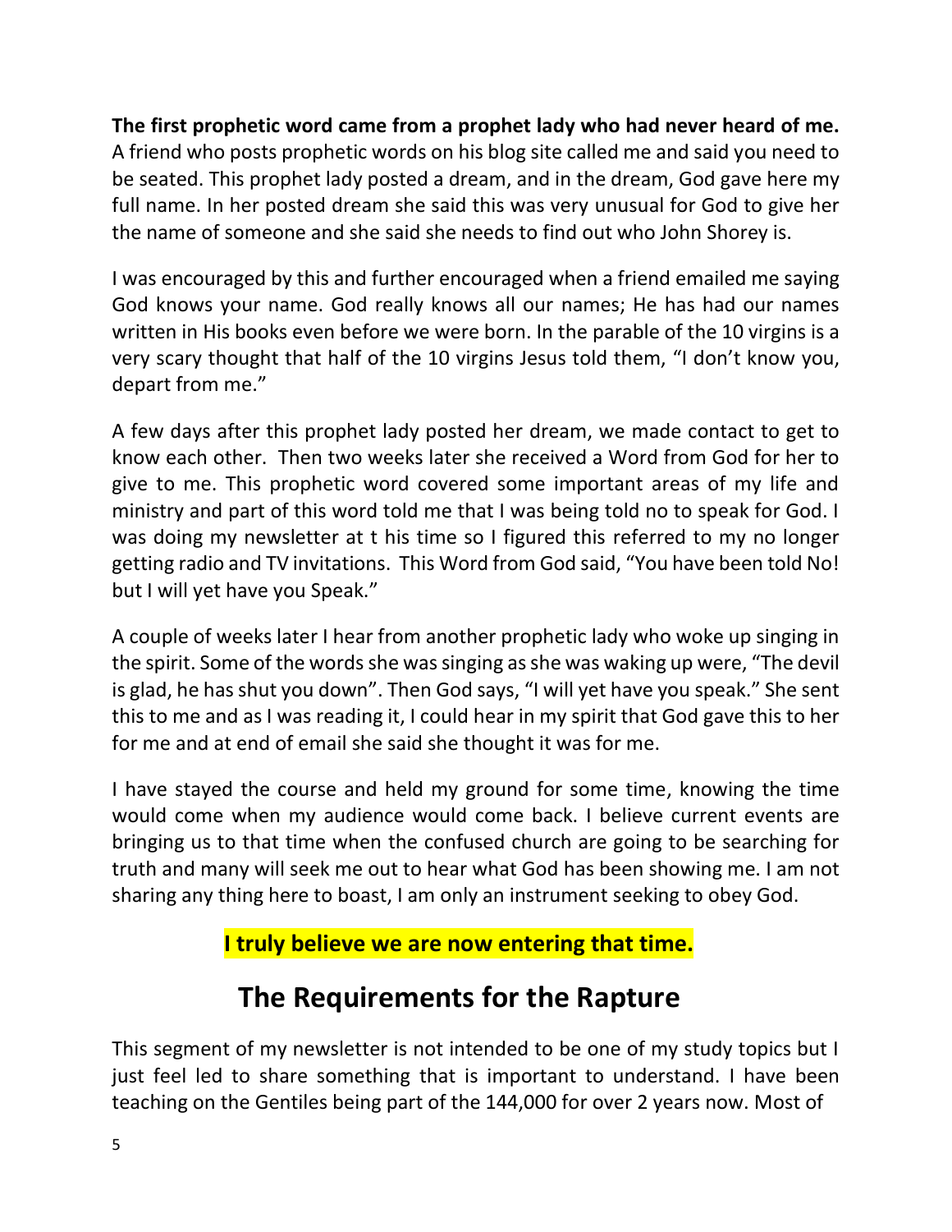**The first prophetic word came from a prophet lady who had never heard of me.** A friend who posts prophetic words on his blog site called me and said you need to be seated. This prophet lady posted a dream, and in the dream, God gave here my full name. In her posted dream she said this was very unusual for God to give her the name of someone and she said she needs to find out who John Shorey is.

I was encouraged by this and further encouraged when a friend emailed me saying God knows your name. God really knows all our names; He has had our names written in His books even before we were born. In the parable of the 10 virgins is a very scary thought that half of the 10 virgins Jesus told them, "I don't know you, depart from me."

A few days after this prophet lady posted her dream, we made contact to get to know each other. Then two weeks later she received a Word from God for her to give to me. This prophetic word covered some important areas of my life and ministry and part of this word told me that I was being told no to speak for God. I was doing my newsletter at t his time so I figured this referred to my no longer getting radio and TV invitations. This Word from God said, "You have been told No! but I will yet have you Speak."

A couple of weeks later I hear from another prophetic lady who woke up singing in the spirit. Some of the words she was singing as she was waking up were, "The devil is glad, he has shut you down". Then God says, "I will yet have you speak." She sent this to me and as I was reading it, I could hear in my spirit that God gave this to her for me and at end of email she said she thought it was for me.

I have stayed the course and held my ground for some time, knowing the time would come when my audience would come back. I believe current events are bringing us to that time when the confused church are going to be searching for truth and many will seek me out to hear what God has been showing me. I am not sharing any thing here to boast, I am only an instrument seeking to obey God.

**I truly believe we are now entering that time.**

## The Requirements for the Rapture

This segment of my newsletter is not intended to be one of my study topics but I just feel led to share something that is important to understand. I have been teaching on the Gentiles being part of the 144,000 for over 2 years now. Most of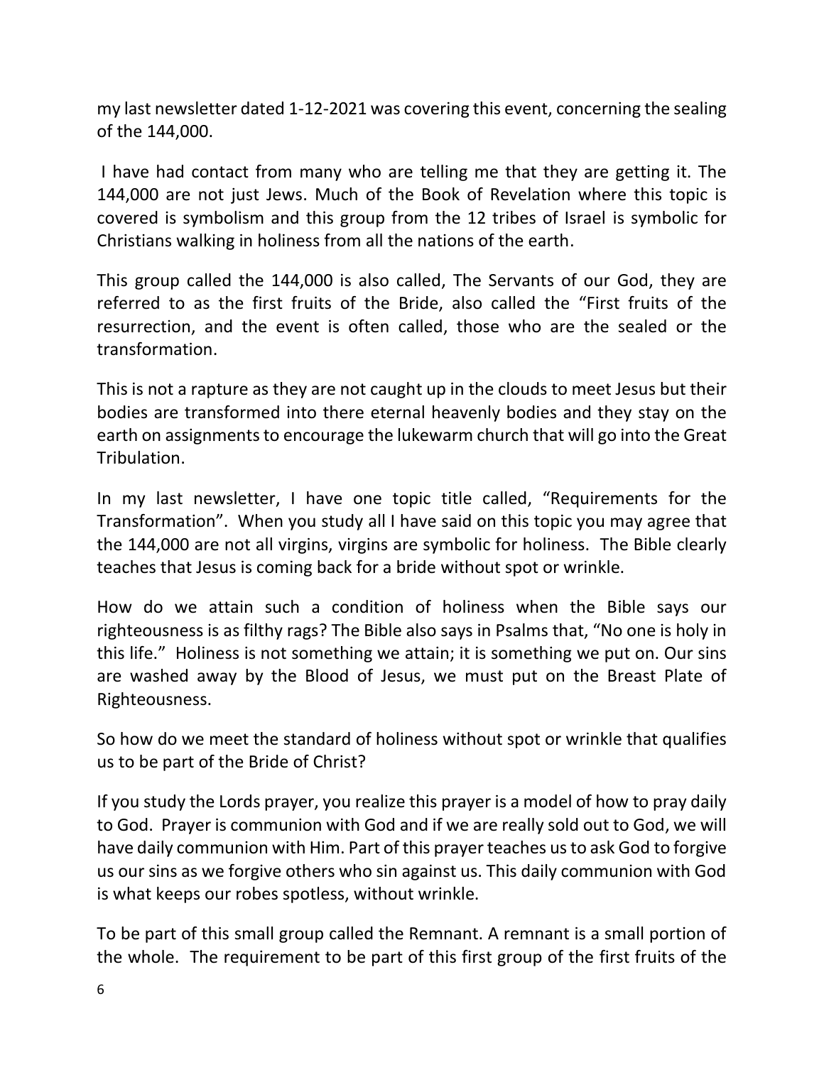my last newsletter dated 1-12-2021 was covering this event, concerning the sealing of the 144,000.

I have had contact from many who are telling me that they are getting it. The 144,000 are not just Jews. Much of the Book of Revelation where this topic is covered is symbolism and this group from the 12 tribes of Israel is symbolic for Christians walking in holiness from all the nations of the earth.

This group called the 144,000 is also called, The Servants of our God, they are referred to as the first fruits of the Bride, also called the "First fruits of the resurrection, and the event is often called, those who are the sealed or the transformation.

This is not a rapture as they are not caught up in the clouds to meet Jesus but their bodies are transformed into there eternal heavenly bodies and they stay on the earth on assignments to encourage the lukewarm church that will go into the Great Tribulation.

In my last newsletter, I have one topic title called, "Requirements for the Transformation". When you study all I have said on this topic you may agree that the 144,000 are not all virgins, virgins are symbolic for holiness. The Bible clearly teaches that Jesus is coming back for a bride without spot or wrinkle.

How do we attain such a condition of holiness when the Bible says our righteousness is as filthy rags? The Bible also says in Psalms that, "No one is holy in this life." Holiness is not something we attain; it is something we put on. Our sins are washed away by the Blood of Jesus, we must put on the Breast Plate of Righteousness.

So how do we meet the standard of holiness without spot or wrinkle that qualifies us to be part of the Bride of Christ?

If you study the Lords prayer, you realize this prayer is a model of how to pray daily to God. Prayer is communion with God and if we are really sold out to God, we will have daily communion with Him. Part of this prayer teaches us to ask God to forgive us our sins as we forgive others who sin against us. This daily communion with God is what keeps our robes spotless, without wrinkle.

To be part of this small group called the Remnant. A remnant is a small portion of the whole. The requirement to be part of this first group of the first fruits of the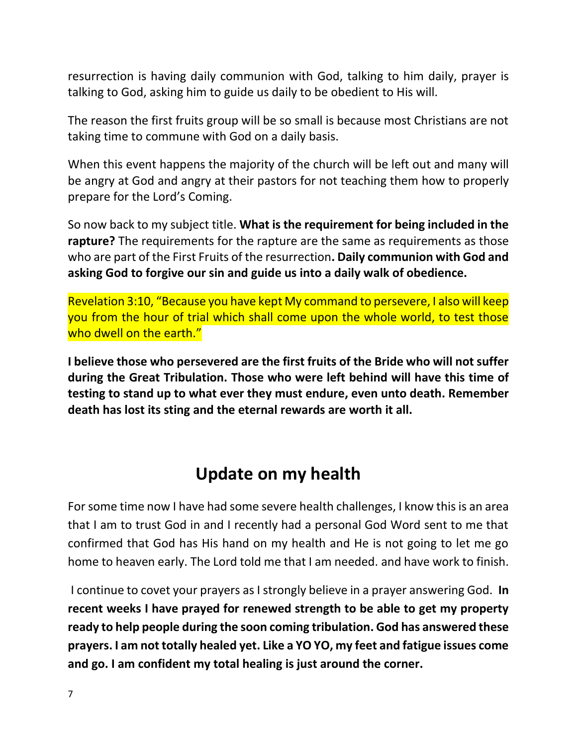resurrection is having daily communion with God, talking to him daily, prayer is talking to God, asking him to guide us daily to be obedient to His will.

The reason the first fruits group will be so small is because most Christians are not taking time to commune with God on a daily basis.

When this event happens the majority of the church will be left out and many will be angry at God and angry at their pastors for not teaching them how to properly prepare for the Lord's Coming.

So now back to my subject title. **What is the requirement for being included in the rapture?** The requirements for the rapture are the same as requirements as those who are part of the First Fruits of the resurrection**. Daily communion with God and asking God to forgive our sin and guide us into a daily walk of obedience.**

Revelation 3:10, "Because you have kept My command to persevere, I also will keep you from the hour of trial which shall come upon the whole world, to test those who dwell on the earth."

**I believe those who persevered are the first fruits of the Bride who will not suffer during the Great Tribulation. Those who were left behind will have this time of testing to stand up to what ever they must endure, even unto death. Remember death has lost its sting and the eternal rewards are worth it all.**

## Update on my health

For some time now I have had some severe health challenges, I know this is an area that I am to trust God in and I recently had a personal God Word sent to me that confirmed that God has His hand on my health and He is not going to let me go home to heaven early. The Lord told me that I am needed. and have work to finish.

I continue to covet your prayers as I strongly believe in a prayer answering God. **In recent weeks I have prayed for renewed strength to be able to get my property ready to help people during the soon coming tribulation. God has answered these prayers. I am not totally healed yet. Like a YO YO, my feet and fatigue issues come and go. I am confident my total healing is just around the corner.**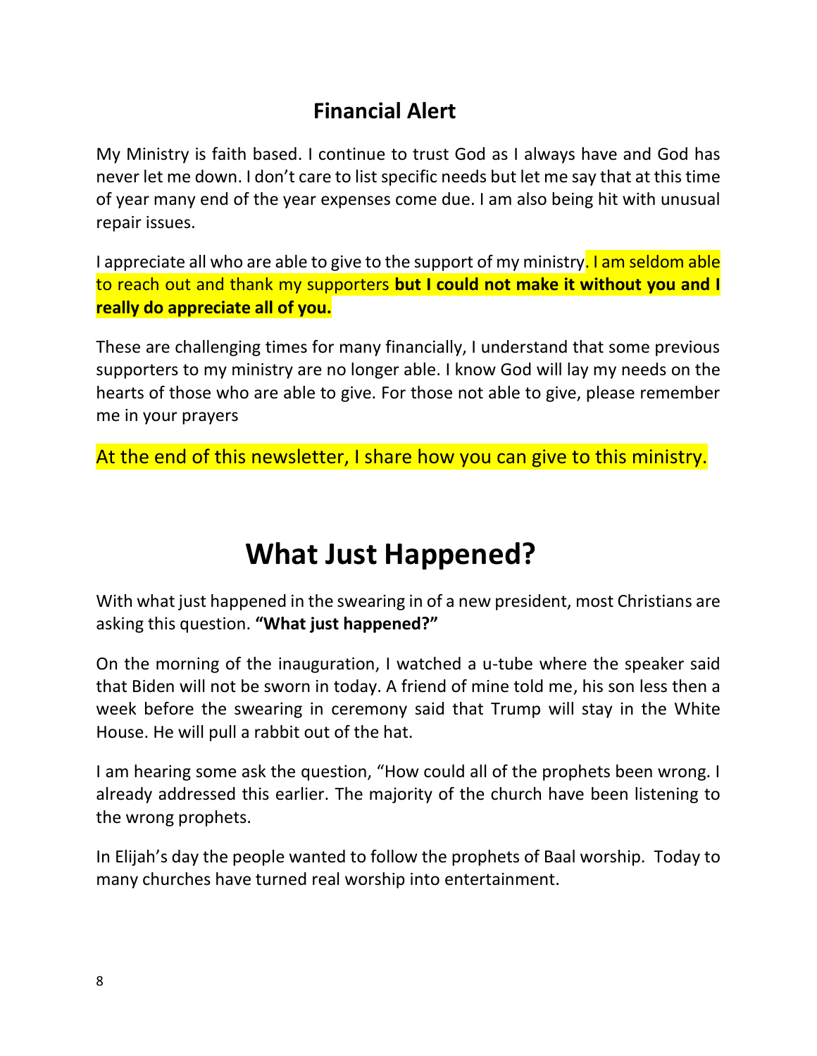## Financial Alert

My Ministry is faith based. I continue to trust God as I always have and God has never let me down. I don't care to list specific needs but let me say that at this time of year many end of the year expenses come due. I am also being hit with unusual repair issues.

I appreciate all who are able to give to the support of my ministry. I am seldom able to reach out and thank my supporters **but I could not make it without you and I really do appreciate all of you.**

These are challenging times for many financially, I understand that some previous supporters to my ministry are no longer able. I know God will lay my needs on the hearts of those who are able to give. For those not able to give, please remember me in your prayers

At the end of this newsletter, I share how you can give to this ministry.

# What Just Happened?

With what just happened in the swearing in of a new president, most Christians are asking this question. **"What just happened?"**

On the morning of the inauguration, I watched a u-tube where the speaker said that Biden will not be sworn in today. A friend of mine told me, his son less then a week before the swearing in ceremony said that Trump will stay in the White House. He will pull a rabbit out of the hat.

I am hearing some ask the question, "How could all of the prophets been wrong. I already addressed this earlier. The majority of the church have been listening to the wrong prophets.

In Elijah's day the people wanted to follow the prophets of Baal worship. Today to many churches have turned real worship into entertainment.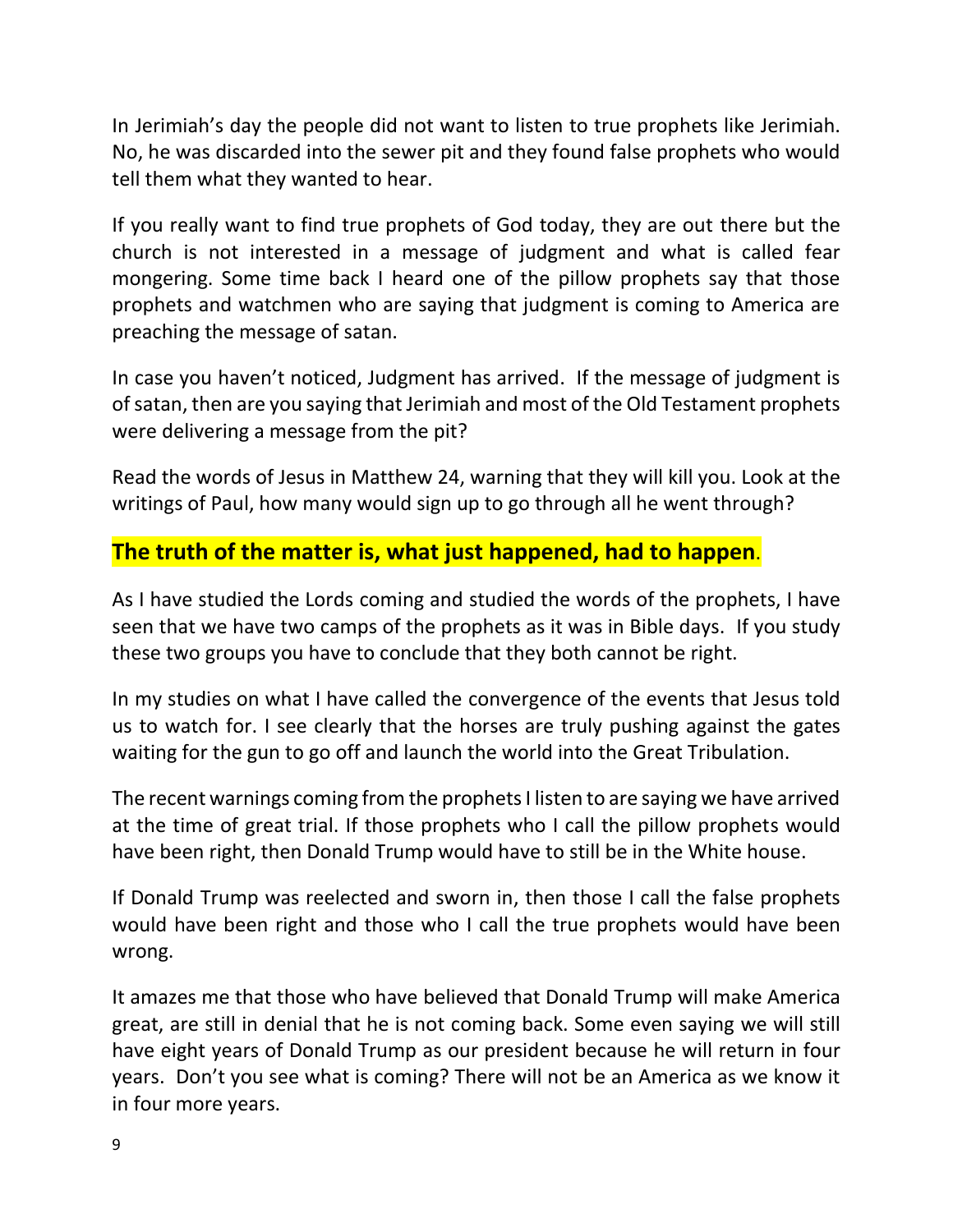In Jerimiah's day the people did not want to listen to true prophets like Jerimiah. No, he was discarded into the sewer pit and they found false prophets who would tell them what they wanted to hear.

If you really want to find true prophets of God today, they are out there but the church is not interested in a message of judgment and what is called fear mongering. Some time back I heard one of the pillow prophets say that those prophets and watchmen who are saying that judgment is coming to America are preaching the message of satan.

In case you haven't noticed, Judgment has arrived. If the message of judgment is of satan, then are you saying that Jerimiah and most of the Old Testament prophets were delivering a message from the pit?

Read the words of Jesus in Matthew 24, warning that they will kill you. Look at the writings of Paul, how many would sign up to go through all he went through?

**The truth of the matter is, what just happened, had to happen**.

As I have studied the Lords coming and studied the words of the prophets, I have seen that we have two camps of the prophets as it was in Bible days. If you study these two groups you have to conclude that they both cannot be right.

In my studies on what I have called the convergence of the events that Jesus told us to watch for. I see clearly that the horses are truly pushing against the gates waiting for the gun to go off and launch the world into the Great Tribulation.

The recent warnings coming from the prophets I listen to are saying we have arrived at the time of great trial. If those prophets who I call the pillow prophets would have been right, then Donald Trump would have to still be in the White house.

If Donald Trump was reelected and sworn in, then those I call the false prophets would have been right and those who I call the true prophets would have been wrong.

It amazes me that those who have believed that Donald Trump will make America great, are still in denial that he is not coming back. Some even saying we will still have eight years of Donald Trump as our president because he will return in four years. Don't you see what is coming? There will not be an America as we know it in four more years.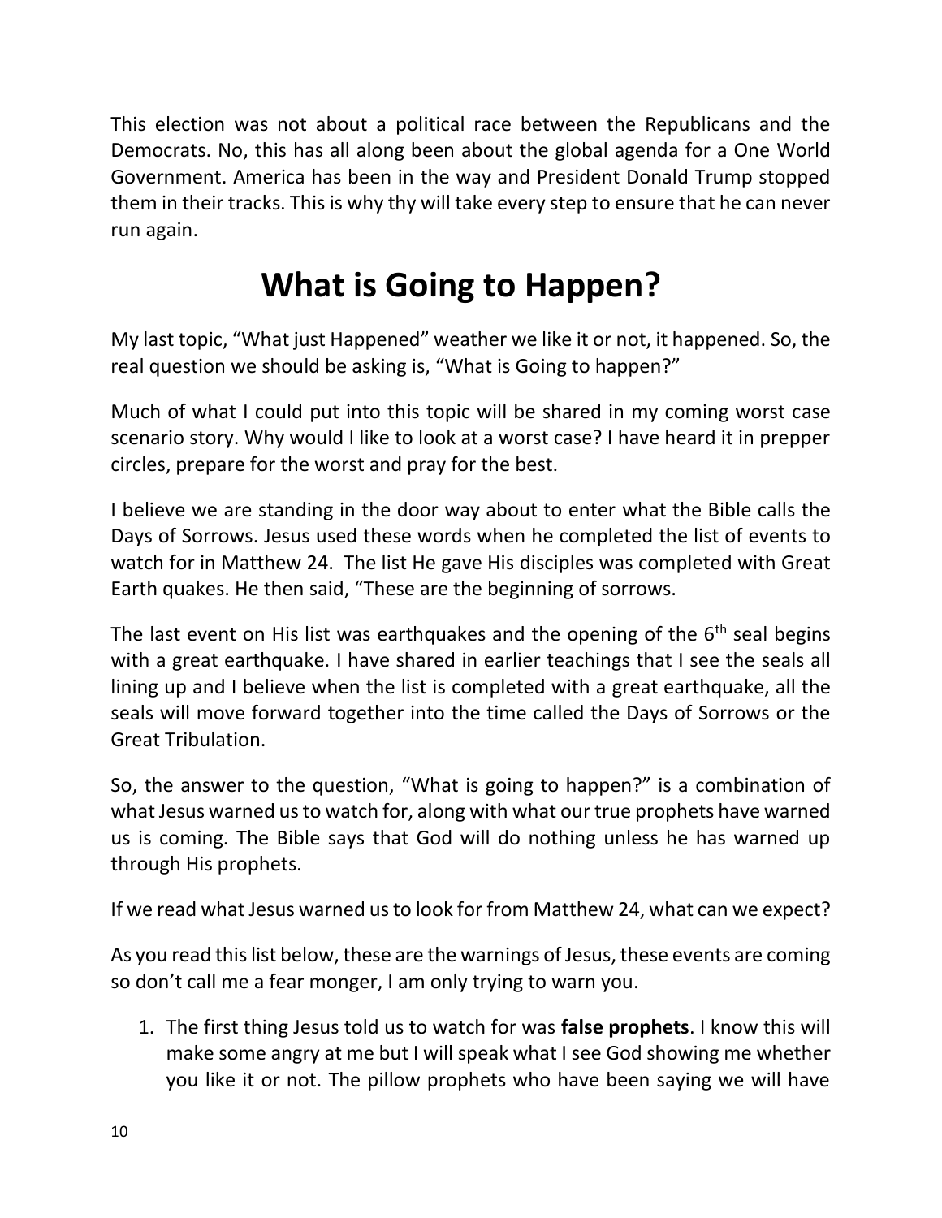This election was not about a political race between the Republicans and the Democrats. No, this has all along been about the global agenda for a One World Government. America has been in the way and President Donald Trump stopped them in their tracks. This is why thy will take every step to ensure that he can never run again.

# What is Going to Happen?

My last topic, "What just Happened" weather we like it or not, it happened. So, the real question we should be asking is, "What is Going to happen?"

Much of what I could put into this topic will be shared in my coming worst case scenario story. Why would I like to look at a worst case? I have heard it in prepper circles, prepare for the worst and pray for the best.

I believe we are standing in the door way about to enter what the Bible calls the Days of Sorrows. Jesus used these words when he completed the list of events to watch for in Matthew 24. The list He gave His disciples was completed with Great Earth quakes. He then said, "These are the beginning of sorrows.

The last event on His list was earthquakes and the opening of the 6th seal begins with a great earthquake. I have shared in earlier teachings that I see the seals all lining up and I believe when the list is completed with a great earthquake, all the seals will move forward together into the time called the Days of Sorrows or the Great Tribulation.

So, the answer to the question, "What is going to happen?" is a combination of what Jesus warned us to watch for, along with what our true prophets have warned us is coming. The Bible says that God will do nothing unless he has warned up through His prophets.

If we read what Jesus warned us to look for from Matthew 24, what can we expect?

As you read this list below, these are the warnings of Jesus, these events are coming so don't call me a fear monger, I am only trying to warn you.

1. The first thing Jesus told us to watch for was **false prophets**. I know this will make some angry at me but I will speak what I see God showing me whether you like it or not. The pillow prophets who have been saying we will have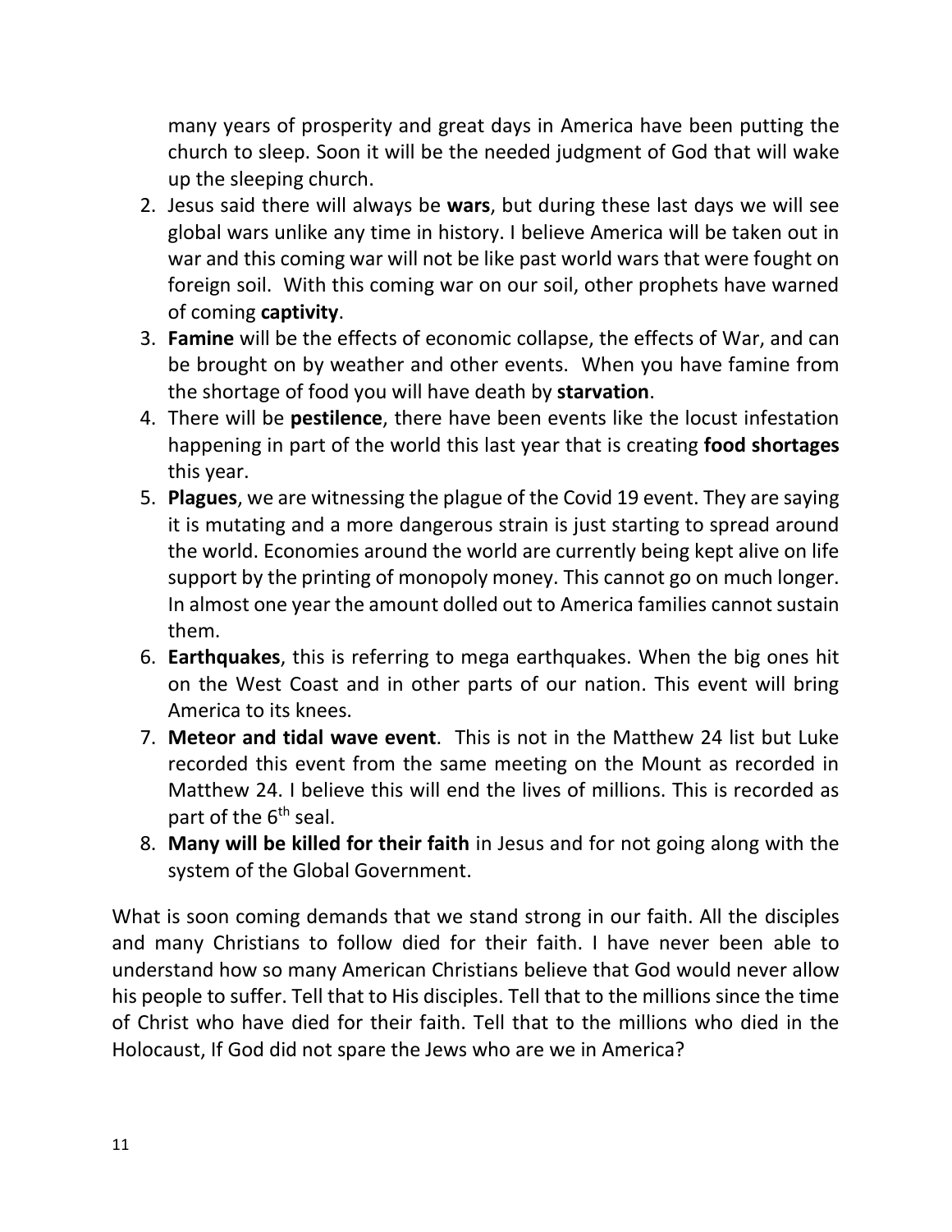many years of prosperity and great days in America have been putting the church to sleep. Soon it will be the needed judgment of God that will wake up the sleeping church.

2. Jesus said there will always be **wars**, but during these last days we will see global wars unlike any time in history. I believe America will be taken out in war and this coming war will not be like past world wars that were fought on foreign soil. With this coming war on our soil, other prophets have warned of coming **captivity**.
3. **Famine** will be the effects of economic collapse, the effects of War, and can be brought on by weather and other events. When you have famine from the shortage of food you will have death by **starvation**.
4. There will be **pestilence**, there have been events like the locust infestation happening in part of the world this last year that is creating **food shortages** this year.
5. **Plagues**, we are witnessing the plague of the Covid 19 event. They are saying it is mutating and a more dangerous strain is just starting to spread around the world. Economies around the world are currently being kept alive on life support by the printing of monopoly money. This cannot go on much longer. In almost one year the amount dolled out to America families cannot sustain them.
6. **Earthquakes**, this is referring to mega earthquakes. When the big ones hit on the West Coast and in other parts of our nation. This event will bring America to its knees.
7. **Meteor and tidal wave event**. This is not in the Matthew 24 list but Luke recorded this event from the same meeting on the Mount as recorded in Matthew 24. I believe this will end the lives of millions. This is recorded as part of the 6th seal.
8. **Many will be killed for their faith** in Jesus and for not going along with the system of the Global Government.

What is soon coming demands that we stand strong in our faith. All the disciples and many Christians to follow died for their faith. I have never been able to understand how so many American Christians believe that God would never allow his people to suffer. Tell that to His disciples. Tell that to the millions since the time of Christ who have died for their faith. Tell that to the millions who died in the Holocaust, If God did not spare the Jews who are we in America?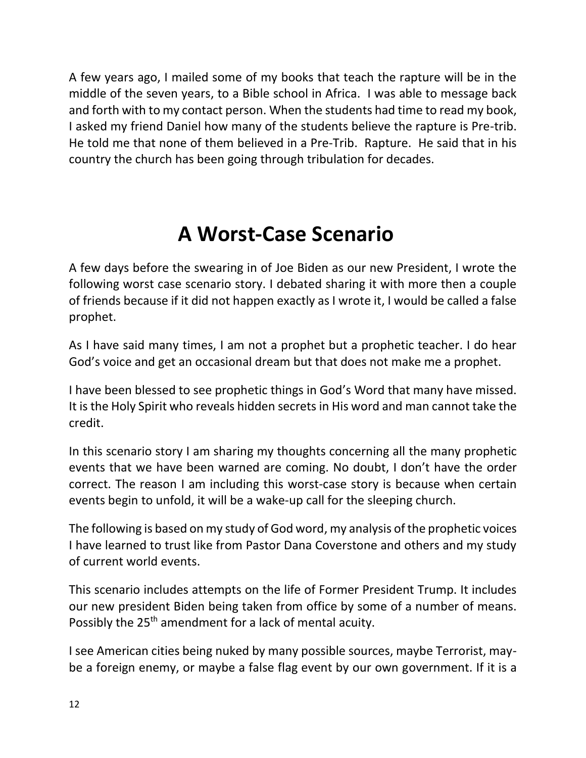A few years ago, I mailed some of my books that teach the rapture will be in the middle of the seven years, to a Bible school in Africa. I was able to message back and forth with to my contact person. When the students had time to read my book, I asked my friend Daniel how many of the students believe the rapture is Pre-trib. He told me that none of them believed in a Pre-Trib. Rapture. He said that in his country the church has been going through tribulation for decades.

# A Worst-Case Scenario

A few days before the swearing in of Joe Biden as our new President, I wrote the following worst case scenario story. I debated sharing it with more then a couple of friends because if it did not happen exactly as I wrote it, I would be called a false prophet.

As I have said many times, I am not a prophet but a prophetic teacher. I do hear God's voice and get an occasional dream but that does not make me a prophet.

I have been blessed to see prophetic things in God's Word that many have missed. It is the Holy Spirit who reveals hidden secrets in His word and man cannot take the credit.

In this scenario story I am sharing my thoughts concerning all the many prophetic events that we have been warned are coming. No doubt, I don't have the order correct. The reason I am including this worst-case story is because when certain events begin to unfold, it will be a wake-up call for the sleeping church.

The following is based on my study of God word, my analysis of the prophetic voices I have learned to trust like from Pastor Dana Coverstone and others and my study of current world events.

This scenario includes attempts on the life of Former President Trump. It includes our new president Biden being taken from office by some of a number of means. Possibly the 25th amendment for a lack of mental acuity.

I see American cities being nuked by many possible sources, maybe Terrorist, may-be a foreign enemy, or maybe a false flag event by our own government. If it is a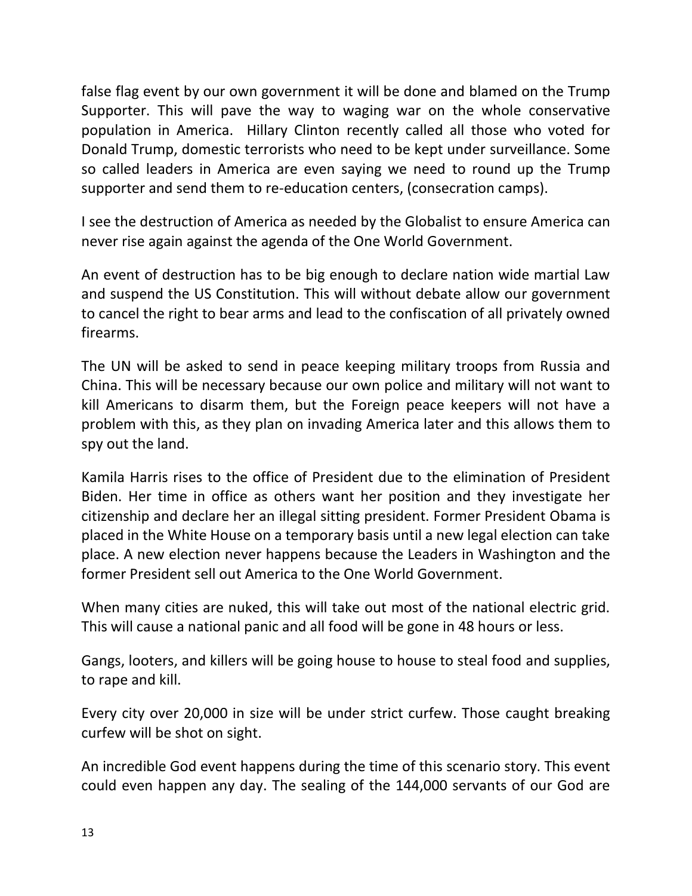false flag event by our own government it will be done and blamed on the Trump Supporter. This will pave the way to waging war on the whole conservative population in America. Hillary Clinton recently called all those who voted for Donald Trump, domestic terrorists who need to be kept under surveillance. Some so called leaders in America are even saying we need to round up the Trump supporter and send them to re-education centers, (consecration camps).

I see the destruction of America as needed by the Globalist to ensure America can never rise again against the agenda of the One World Government.

An event of destruction has to be big enough to declare nation wide martial Law and suspend the US Constitution. This will without debate allow our government to cancel the right to bear arms and lead to the confiscation of all privately owned firearms.

The UN will be asked to send in peace keeping military troops from Russia and China. This will be necessary because our own police and military will not want to kill Americans to disarm them, but the Foreign peace keepers will not have a problem with this, as they plan on invading America later and this allows them to spy out the land.

Kamila Harris rises to the office of President due to the elimination of President Biden. Her time in office as others want her position and they investigate her citizenship and declare her an illegal sitting president. Former President Obama is placed in the White House on a temporary basis until a new legal election can take place. A new election never happens because the Leaders in Washington and the former President sell out America to the One World Government.

When many cities are nuked, this will take out most of the national electric grid. This will cause a national panic and all food will be gone in 48 hours or less.

Gangs, looters, and killers will be going house to house to steal food and supplies, to rape and kill.

Every city over 20,000 in size will be under strict curfew. Those caught breaking curfew will be shot on sight.

An incredible God event happens during the time of this scenario story. This event could even happen any day. The sealing of the 144,000 servants of our God are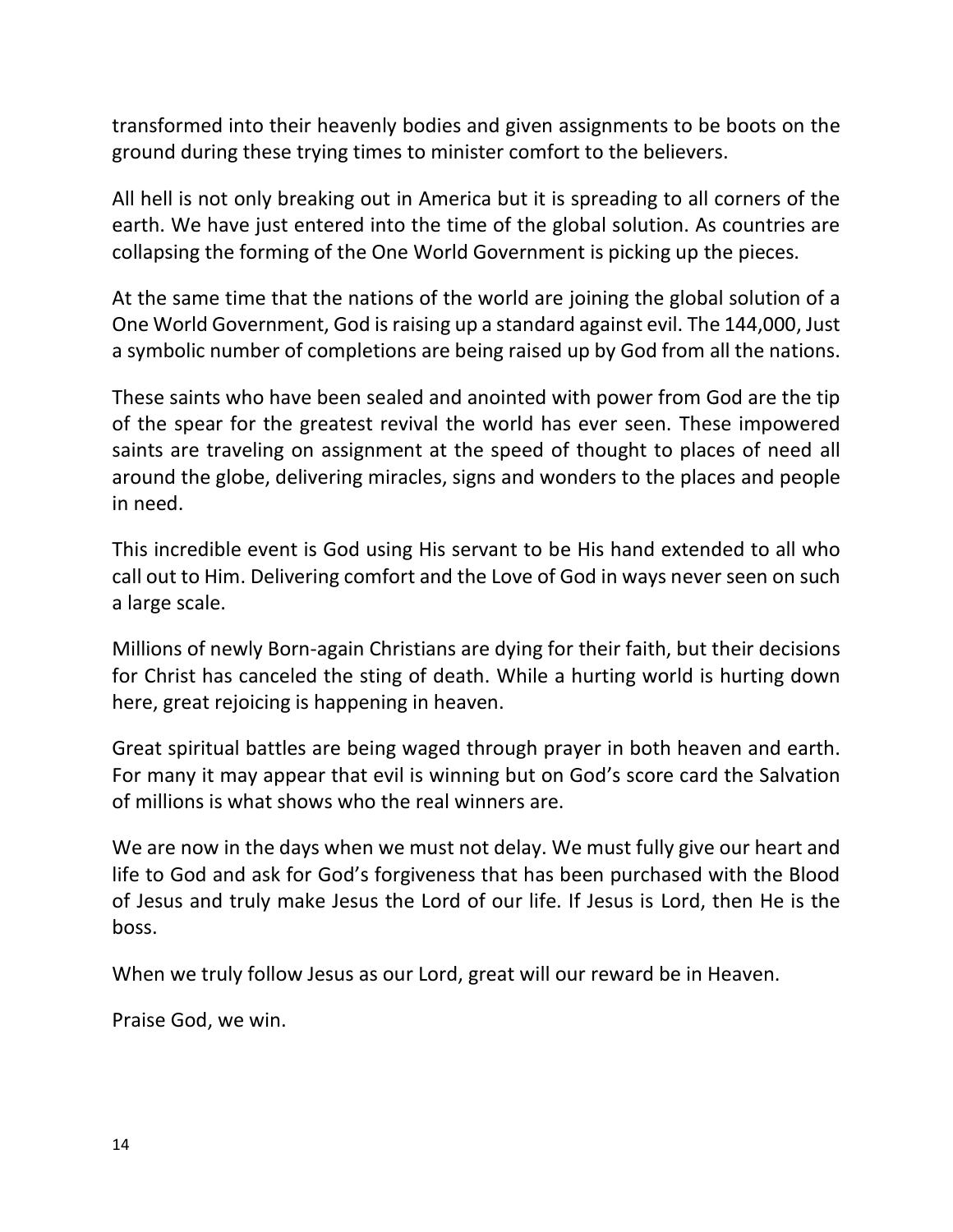transformed into their heavenly bodies and given assignments to be boots on the ground during these trying times to minister comfort to the believers.

All hell is not only breaking out in America but it is spreading to all corners of the earth. We have just entered into the time of the global solution. As countries are collapsing the forming of the One World Government is picking up the pieces.

At the same time that the nations of the world are joining the global solution of a One World Government, God is raising up a standard against evil. The 144,000, Just a symbolic number of completions are being raised up by God from all the nations.

These saints who have been sealed and anointed with power from God are the tip of the spear for the greatest revival the world has ever seen. These impowered saints are traveling on assignment at the speed of thought to places of need all around the globe, delivering miracles, signs and wonders to the places and people in need.

This incredible event is God using His servant to be His hand extended to all who call out to Him. Delivering comfort and the Love of God in ways never seen on such a large scale.

Millions of newly Born-again Christians are dying for their faith, but their decisions for Christ has canceled the sting of death. While a hurting world is hurting down here, great rejoicing is happening in heaven.

Great spiritual battles are being waged through prayer in both heaven and earth. For many it may appear that evil is winning but on God's score card the Salvation of millions is what shows who the real winners are.

We are now in the days when we must not delay. We must fully give our heart and life to God and ask for God's forgiveness that has been purchased with the Blood of Jesus and truly make Jesus the Lord of our life. If Jesus is Lord, then He is the boss.

When we truly follow Jesus as our Lord, great will our reward be in Heaven.

Praise God, we win.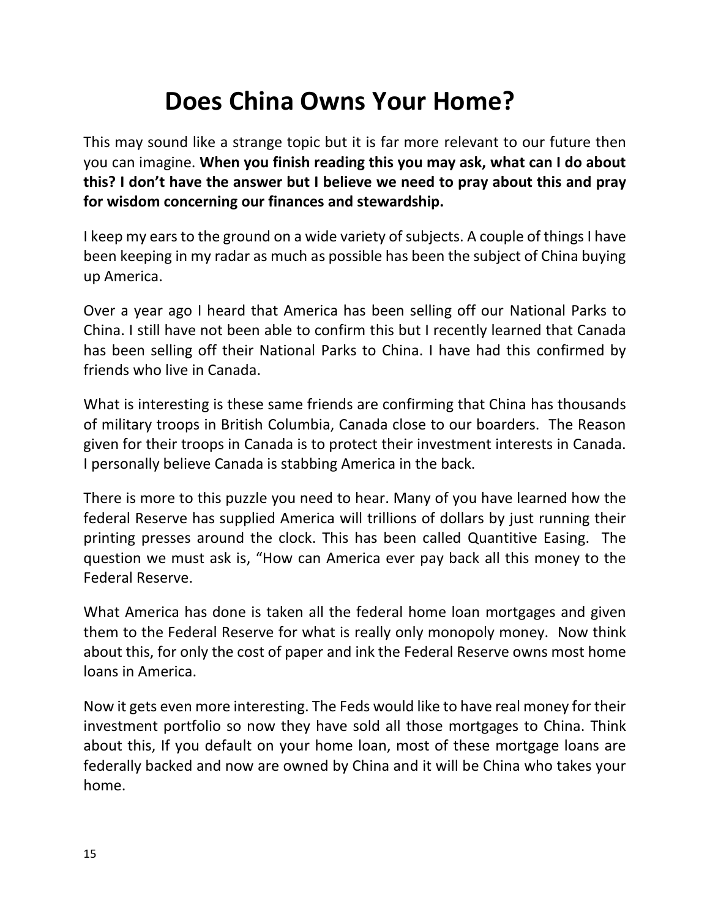# Does China Owns Your Home?

This may sound like a strange topic but it is far more relevant to our future then you can imagine. **When you finish reading this you may ask, what can I do about this? I don't have the answer but I believe we need to pray about this and pray for wisdom concerning our finances and stewardship.**

I keep my ears to the ground on a wide variety of subjects. A couple of things I have been keeping in my radar as much as possible has been the subject of China buying up America.

Over a year ago I heard that America has been selling off our National Parks to China. I still have not been able to confirm this but I recently learned that Canada has been selling off their National Parks to China. I have had this confirmed by friends who live in Canada.

What is interesting is these same friends are confirming that China has thousands of military troops in British Columbia, Canada close to our boarders. The Reason given for their troops in Canada is to protect their investment interests in Canada. I personally believe Canada is stabbing America in the back.

There is more to this puzzle you need to hear. Many of you have learned how the federal Reserve has supplied America will trillions of dollars by just running their printing presses around the clock. This has been called Quantitive Easing. The question we must ask is, "How can America ever pay back all this money to the Federal Reserve.

What America has done is taken all the federal home loan mortgages and given them to the Federal Reserve for what is really only monopoly money. Now think about this, for only the cost of paper and ink the Federal Reserve owns most home loans in America.

Now it gets even more interesting. The Feds would like to have real money for their investment portfolio so now they have sold all those mortgages to China. Think about this, If you default on your home loan, most of these mortgage loans are federally backed and now are owned by China and it will be China who takes your home.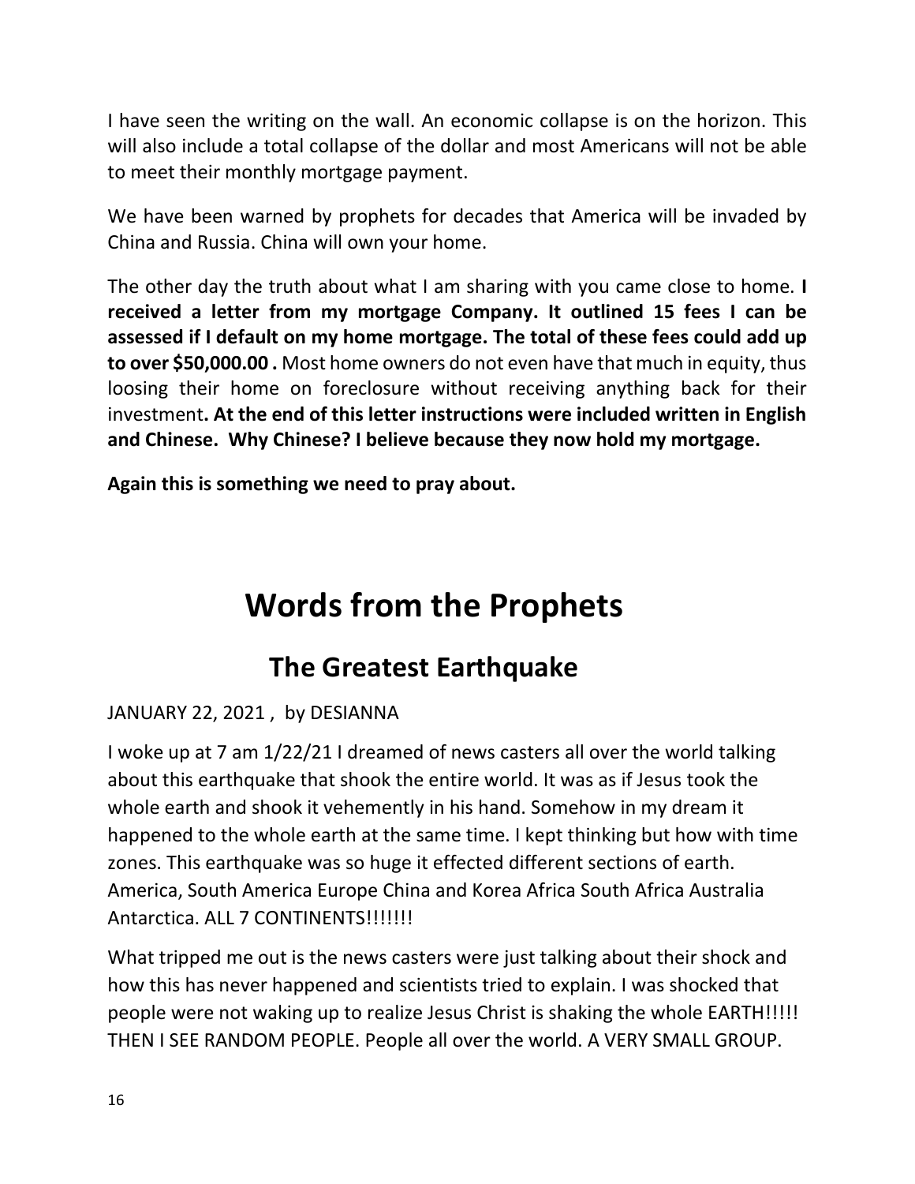I have seen the writing on the wall. An economic collapse is on the horizon. This will also include a total collapse of the dollar and most Americans will not be able to meet their monthly mortgage payment.

We have been warned by prophets for decades that America will be invaded by China and Russia. China will own your home.

The other day the truth about what I am sharing with you came close to home. **I received a letter from my mortgage Company. It outlined 15 fees I can be assessed if I default on my home mortgage. The total of these fees could add up to over $50,000.00 .** Most home owners do not even have that much in equity, thus loosing their home on foreclosure without receiving anything back for their investment**. At the end of this letter instructions were included written in English and Chinese. Why Chinese? I believe because they now hold my mortgage.**

**Again this is something we need to pray about.**

# Words from the Prophets

## The Greatest Earthquake

JANUARY 22, 2021 , by DESIANNA

I woke up at 7 am 1/22/21 I dreamed of news casters all over the world talking about this earthquake that shook the entire world. It was as if Jesus took the whole earth and shook it vehemently in his hand. Somehow in my dream it happened to the whole earth at the same time. I kept thinking but how with time zones. This earthquake was so huge it effected different sections of earth. America, South America Europe China and Korea Africa South Africa Australia Antarctica. ALL 7 CONTINENTS!!!!!!!

What tripped me out is the news casters were just talking about their shock and how this has never happened and scientists tried to explain. I was shocked that people were not waking up to realize Jesus Christ is shaking the whole EARTH!!!!! THEN I SEE RANDOM PEOPLE. People all over the world. A VERY SMALL GROUP.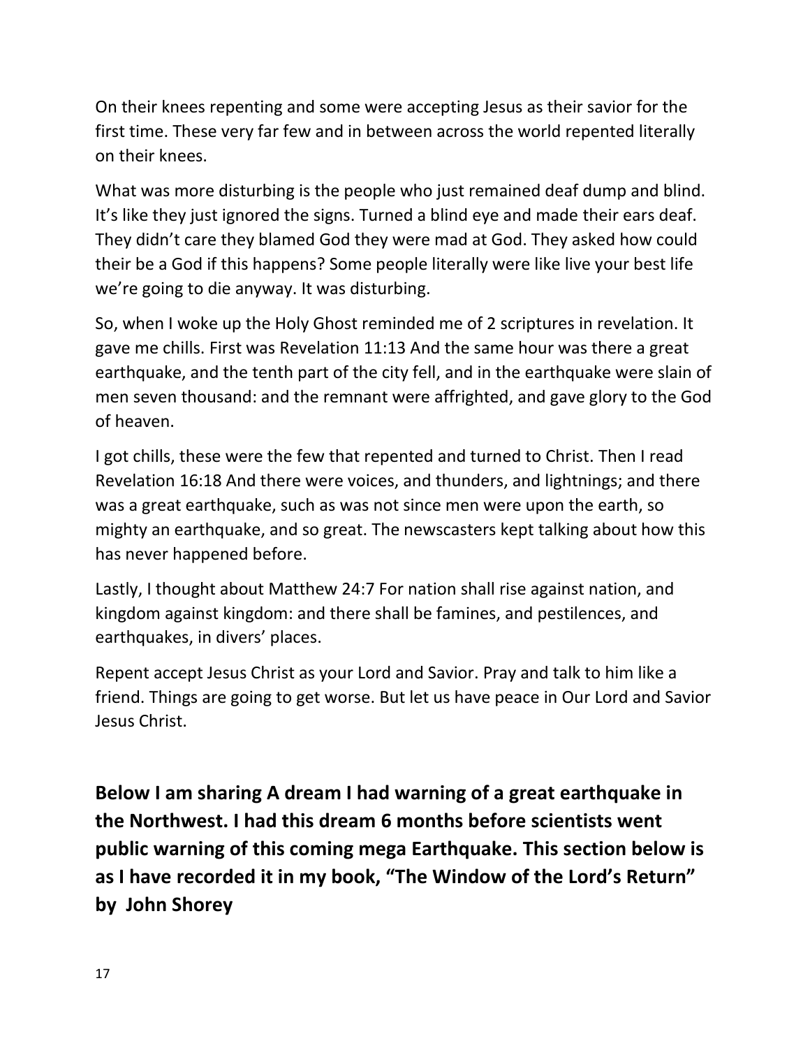On their knees repenting and some were accepting Jesus as their savior for the first time. These very far few and in between across the world repented literally on their knees.

What was more disturbing is the people who just remained deaf dump and blind. It's like they just ignored the signs. Turned a blind eye and made their ears deaf. They didn't care they blamed God they were mad at God. They asked how could their be a God if this happens? Some people literally were like live your best life we're going to die anyway. It was disturbing.

So, when I woke up the Holy Ghost reminded me of 2 scriptures in revelation. It gave me chills. First was Revelation 11:13 And the same hour was there a great earthquake, and the tenth part of the city fell, and in the earthquake were slain of men seven thousand: and the remnant were affrighted, and gave glory to the God of heaven.

I got chills, these were the few that repented and turned to Christ. Then I read Revelation 16:18 And there were voices, and thunders, and lightnings; and there was a great earthquake, such as was not since men were upon the earth, so mighty an earthquake, and so great. The newscasters kept talking about how this has never happened before.

Lastly, I thought about Matthew 24:7 For nation shall rise against nation, and kingdom against kingdom: and there shall be famines, and pestilences, and earthquakes, in divers' places.

Repent accept Jesus Christ as your Lord and Savior. Pray and talk to him like a friend. Things are going to get worse. But let us have peace in Our Lord and Savior Jesus Christ.

**Below I am sharing A dream I had warning of a great earthquake in the Northwest. I had this dream 6 months before scientists went public warning of this coming mega Earthquake. This section below is as I have recorded it in my book, "The Window of the Lord's Return" by John Shorey**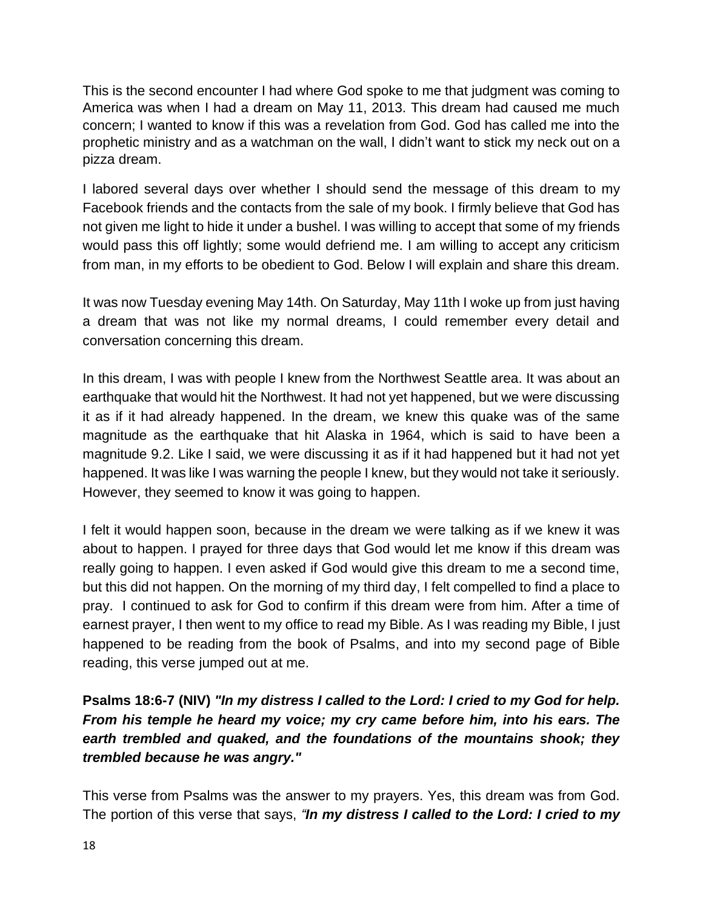This is the second encounter I had where God spoke to me that judgment was coming to America was when I had a dream on May 11, 2013. This dream had caused me much concern; I wanted to know if this was a revelation from God. God has called me into the prophetic ministry and as a watchman on the wall, I didn't want to stick my neck out on a pizza dream.

I labored several days over whether I should send the message of this dream to my Facebook friends and the contacts from the sale of my book. I firmly believe that God has not given me light to hide it under a bushel. I was willing to accept that some of my friends would pass this off lightly; some would defriend me. I am willing to accept any criticism from man, in my efforts to be obedient to God. Below I will explain and share this dream.

It was now Tuesday evening May 14th. On Saturday, May 11th I woke up from just having a dream that was not like my normal dreams, I could remember every detail and conversation concerning this dream.

In this dream, I was with people I knew from the Northwest Seattle area. It was about an earthquake that would hit the Northwest. It had not yet happened, but we were discussing it as if it had already happened. In the dream, we knew this quake was of the same magnitude as the earthquake that hit Alaska in 1964, which is said to have been a magnitude 9.2. Like I said, we were discussing it as if it had happened but it had not yet happened. It was like I was warning the people I knew, but they would not take it seriously. However, they seemed to know it was going to happen.

I felt it would happen soon, because in the dream we were talking as if we knew it was about to happen. I prayed for three days that God would let me know if this dream was really going to happen. I even asked if God would give this dream to me a second time, but this did not happen. On the morning of my third day, I felt compelled to find a place to pray. I continued to ask for God to confirm if this dream were from him. After a time of earnest prayer, I then went to my office to read my Bible. As I was reading my Bible, I just happened to be reading from the book of Psalms, and into my second page of Bible reading, this verse jumped out at me.

**Psalms 18:6-7 (NIV)** ***"In my distress I called to the Lord: I cried to my God for help. From his temple he heard my voice; my cry came before him, into his ears. The earth trembled and quaked, and the foundations of the mountains shook; they trembled because he was angry."***

This verse from Psalms was the answer to my prayers. Yes, this dream was from God. The portion of this verse that says, *"**In my distress I called to the Lord: I cried to my***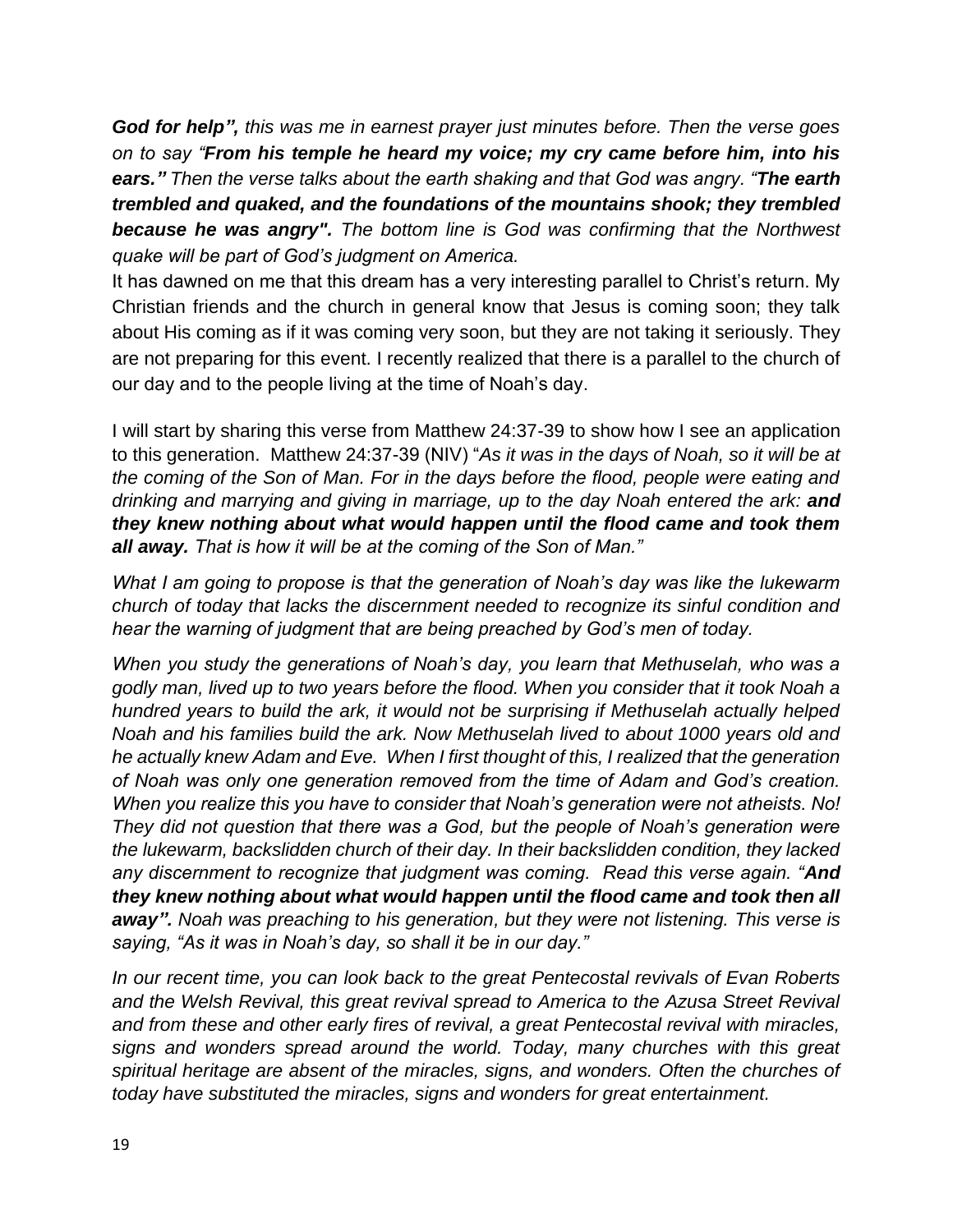***God for help",*** *this was me in earnest prayer just minutes before. Then the verse goes on to say "**From his temple he heard my voice; my cry came before him, into his ears."** Then the verse talks about the earth shaking and that God was angry. "**The earth trembled and quaked, and the foundations of the mountains shook; they trembled because he was angry".** The bottom line is God was confirming that the Northwest quake will be part of God's judgment on America.*

It has dawned on me that this dream has a very interesting parallel to Christ's return. My Christian friends and the church in general know that Jesus is coming soon; they talk about His coming as if it was coming very soon, but they are not taking it seriously. They are not preparing for this event. I recently realized that there is a parallel to the church of our day and to the people living at the time of Noah's day.

I will start by sharing this verse from Matthew 24:37-39 to show how I see an application to this generation. Matthew 24:37-39 (NIV) "*As it was in the days of Noah, so it will be at the coming of the Son of Man. For in the days before the flood, people were eating and drinking and marrying and giving in marriage, up to the day Noah entered the ark: **and they knew nothing about what would happen until the flood came and took them all away.** That is how it will be at the coming of the Son of Man."*

*What I am going to propose is that the generation of Noah's day was like the lukewarm church of today that lacks the discernment needed to recognize its sinful condition and hear the warning of judgment that are being preached by God's men of today.*

*When you study the generations of Noah's day, you learn that Methuselah, who was a godly man, lived up to two years before the flood. When you consider that it took Noah a hundred years to build the ark, it would not be surprising if Methuselah actually helped Noah and his families build the ark. Now Methuselah lived to about 1000 years old and he actually knew Adam and Eve. When I first thought of this, I realized that the generation of Noah was only one generation removed from the time of Adam and God's creation. When you realize this you have to consider that Noah's generation were not atheists. No! They did not question that there was a God, but the people of Noah's generation were the lukewarm, backslidden church of their day. In their backslidden condition, they lacked any discernment to recognize that judgment was coming. Read this verse again. "**And they knew nothing about what would happen until the flood came and took then all away".** Noah was preaching to his generation, but they were not listening. This verse is saying, "As it was in Noah's day, so shall it be in our day."*

*In our recent time, you can look back to the great Pentecostal revivals of Evan Roberts and the Welsh Revival, this great revival spread to America to the Azusa Street Revival and from these and other early fires of revival, a great Pentecostal revival with miracles, signs and wonders spread around the world. Today, many churches with this great spiritual heritage are absent of the miracles, signs, and wonders. Often the churches of today have substituted the miracles, signs and wonders for great entertainment.*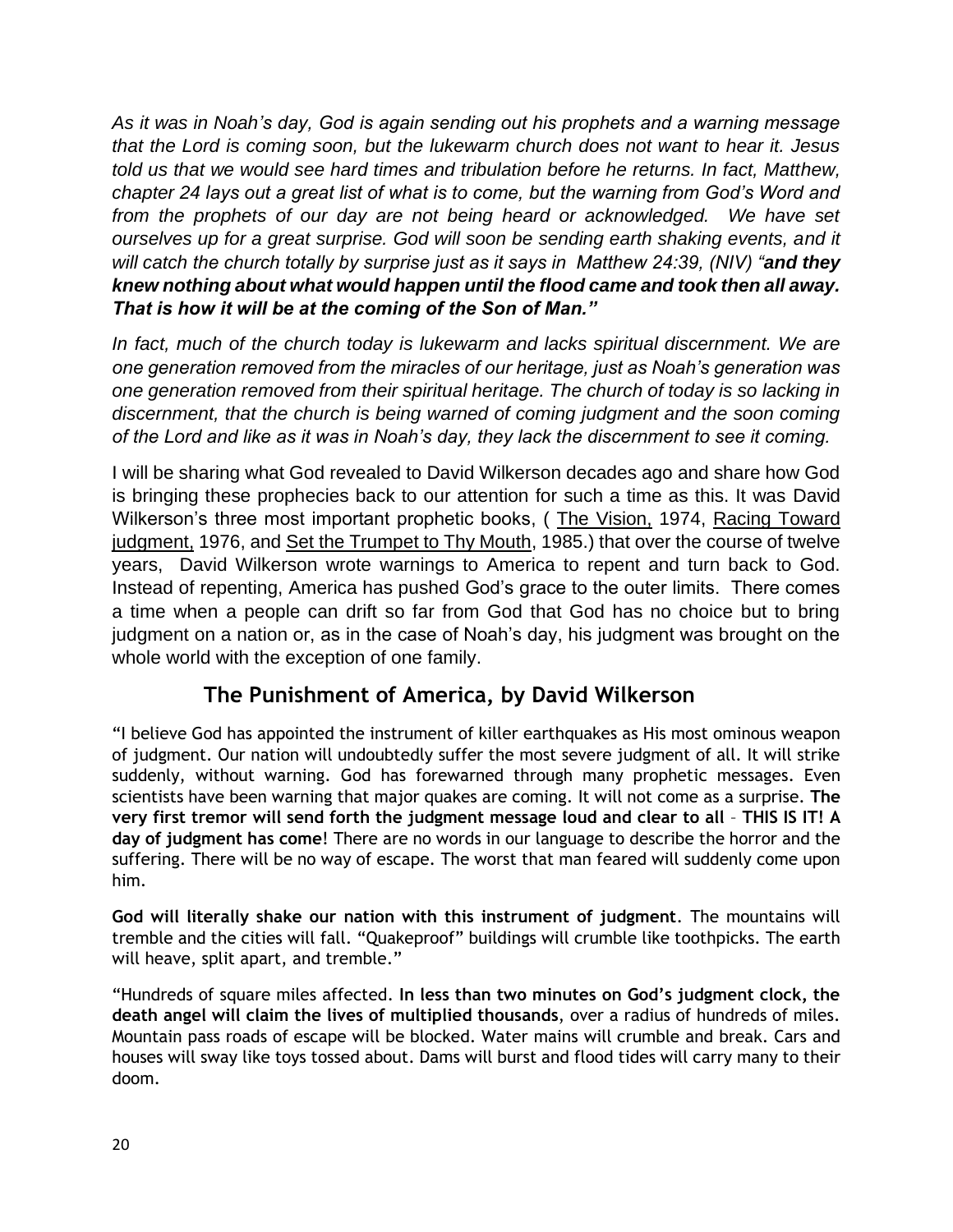*As it was in Noah's day, God is again sending out his prophets and a warning message that the Lord is coming soon, but the lukewarm church does not want to hear it. Jesus told us that we would see hard times and tribulation before he returns. In fact, Matthew, chapter 24 lays out a great list of what is to come, but the warning from God's Word and from the prophets of our day are not being heard or acknowledged. We have set ourselves up for a great surprise. God will soon be sending earth shaking events, and it will catch the church totally by surprise just as it says in Matthew 24:39, (NIV) "**and they knew nothing about what would happen until the flood came and took then all away. That is how it will be at the coming of the Son of Man."***

*In fact, much of the church today is lukewarm and lacks spiritual discernment. We are one generation removed from the miracles of our heritage, just as Noah's generation was one generation removed from their spiritual heritage. The church of today is so lacking in discernment, that the church is being warned of coming judgment and the soon coming of the Lord and like as it was in Noah's day, they lack the discernment to see it coming.*

I will be sharing what God revealed to David Wilkerson decades ago and share how God is bringing these prophecies back to our attention for such a time as this. It was David Wilkerson's three most important prophetic books, ( <u>The Vision,</u> 1974, <u>Racing Toward judgment,</u> 1976, and <u>Set the Trumpet to Thy Mouth</u>, 1985.) that over the course of twelve years, David Wilkerson wrote warnings to America to repent and turn back to God. Instead of repenting, America has pushed God's grace to the outer limits. There comes a time when a people can drift so far from God that God has no choice but to bring judgment on a nation or, as in the case of Noah's day, his judgment was brought on the whole world with the exception of one family.

## The Punishment of America, by David Wilkerson

"I believe God has appointed the instrument of killer earthquakes as His most ominous weapon of judgment. Our nation will undoubtedly suffer the most severe judgment of all. It will strike suddenly, without warning. God has forewarned through many prophetic messages. Even scientists have been warning that major quakes are coming. It will not come as a surprise. **The very first tremor will send forth the judgment message loud and clear to all – THIS IS IT! A day of judgment has come**! There are no words in our language to describe the horror and the suffering. There will be no way of escape. The worst that man feared will suddenly come upon him.

**God will literally shake our nation with this instrument of judgment**. The mountains will tremble and the cities will fall. "Quakeproof" buildings will crumble like toothpicks. The earth will heave, split apart, and tremble."

"Hundreds of square miles affected. **In less than two minutes on God's judgment clock, the death angel will claim the lives of multiplied thousands**, over a radius of hundreds of miles. Mountain pass roads of escape will be blocked. Water mains will crumble and break. Cars and houses will sway like toys tossed about. Dams will burst and flood tides will carry many to their doom.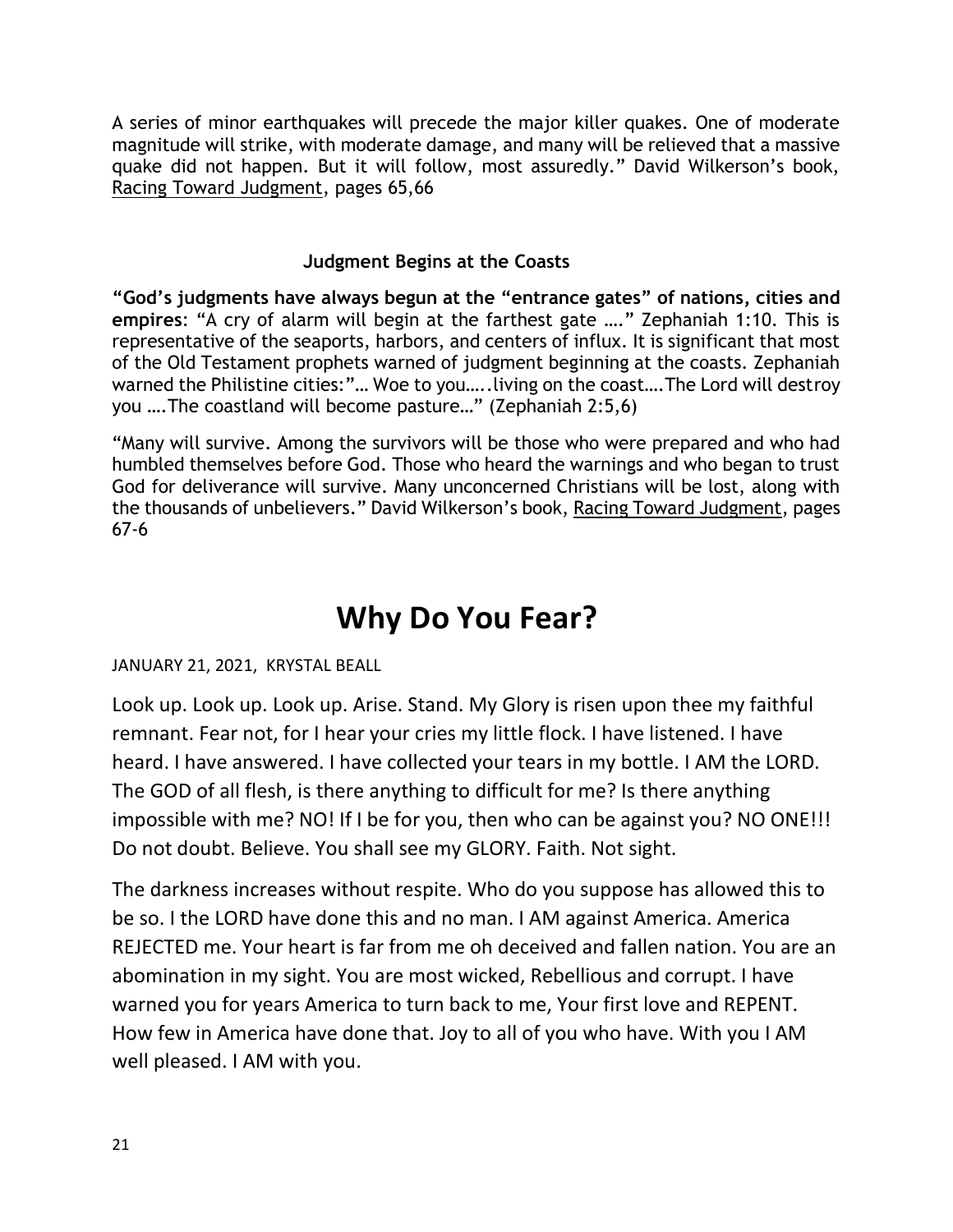A series of minor earthquakes will precede the major killer quakes. One of moderate magnitude will strike, with moderate damage, and many will be relieved that a massive quake did not happen. But it will follow, most assuredly." David Wilkerson's book, Racing Toward Judgment, pages 65,66

### Judgment Begins at the Coasts

**"God's judgments have always begun at the "entrance gates" of nations, cities and empires**: "A cry of alarm will begin at the farthest gate …." Zephaniah 1:10. This is representative of the seaports, harbors, and centers of influx. It is significant that most of the Old Testament prophets warned of judgment beginning at the coasts. Zephaniah warned the Philistine cities:"… Woe to you…..living on the coast….The Lord will destroy you ….The coastland will become pasture…" (Zephaniah 2:5,6)

"Many will survive. Among the survivors will be those who were prepared and who had humbled themselves before God. Those who heard the warnings and who began to trust God for deliverance will survive. Many unconcerned Christians will be lost, along with the thousands of unbelievers." David Wilkerson's book, Racing Toward Judgment, pages 67-6

# Why Do You Fear?

JANUARY 21, 2021, KRYSTAL BEALL

Look up. Look up. Look up. Arise. Stand. My Glory is risen upon thee my faithful remnant. Fear not, for I hear your cries my little flock. I have listened. I have heard. I have answered. I have collected your tears in my bottle. I AM the LORD. The GOD of all flesh, is there anything to difficult for me? Is there anything impossible with me? NO! If I be for you, then who can be against you? NO ONE!!! Do not doubt. Believe. You shall see my GLORY. Faith. Not sight.

The darkness increases without respite. Who do you suppose has allowed this to be so. I the LORD have done this and no man. I AM against America. America REJECTED me. Your heart is far from me oh deceived and fallen nation. You are an abomination in my sight. You are most wicked, Rebellious and corrupt. I have warned you for years America to turn back to me, Your first love and REPENT. How few in America have done that. Joy to all of you who have. With you I AM well pleased. I AM with you.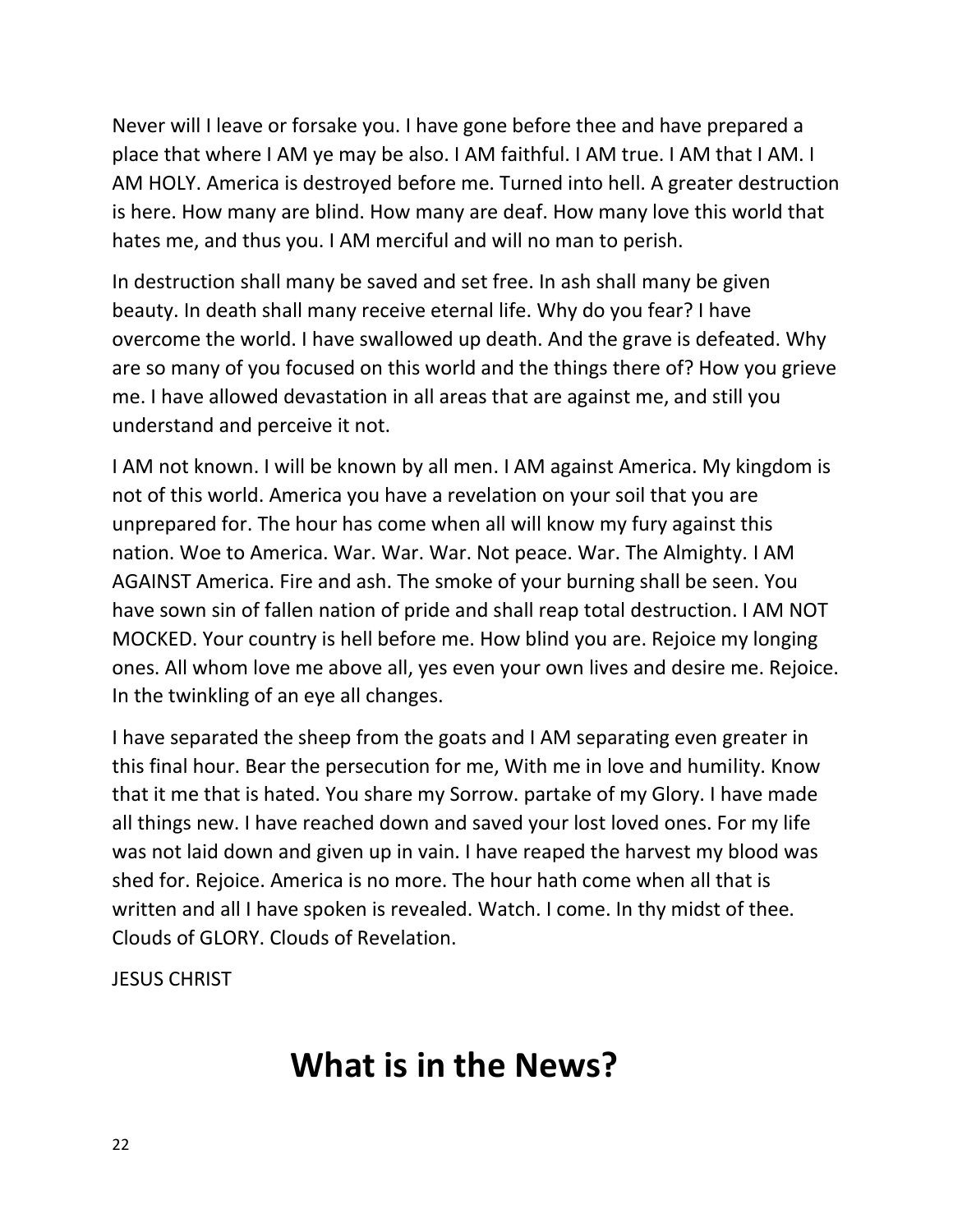Never will I leave or forsake you. I have gone before thee and have prepared a place that where I AM ye may be also. I AM faithful. I AM true. I AM that I AM. I AM HOLY. America is destroyed before me. Turned into hell. A greater destruction is here. How many are blind. How many are deaf. How many love this world that hates me, and thus you. I AM merciful and will no man to perish.

In destruction shall many be saved and set free. In ash shall many be given beauty. In death shall many receive eternal life. Why do you fear? I have overcome the world. I have swallowed up death. And the grave is defeated. Why are so many of you focused on this world and the things there of? How you grieve me. I have allowed devastation in all areas that are against me, and still you understand and perceive it not.

I AM not known. I will be known by all men. I AM against America. My kingdom is not of this world. America you have a revelation on your soil that you are unprepared for. The hour has come when all will know my fury against this nation. Woe to America. War. War. War. Not peace. War. The Almighty. I AM AGAINST America. Fire and ash. The smoke of your burning shall be seen. You have sown sin of fallen nation of pride and shall reap total destruction. I AM NOT MOCKED. Your country is hell before me. How blind you are. Rejoice my longing ones. All whom love me above all, yes even your own lives and desire me. Rejoice. In the twinkling of an eye all changes.

I have separated the sheep from the goats and I AM separating even greater in this final hour. Bear the persecution for me, With me in love and humility. Know that it me that is hated. You share my Sorrow. partake of my Glory. I have made all things new. I have reached down and saved your lost loved ones. For my life was not laid down and given up in vain. I have reaped the harvest my blood was shed for. Rejoice. America is no more. The hour hath come when all that is written and all I have spoken is revealed. Watch. I come. In thy midst of thee. Clouds of GLORY. Clouds of Revelation.

JESUS CHRIST

# What is in the News?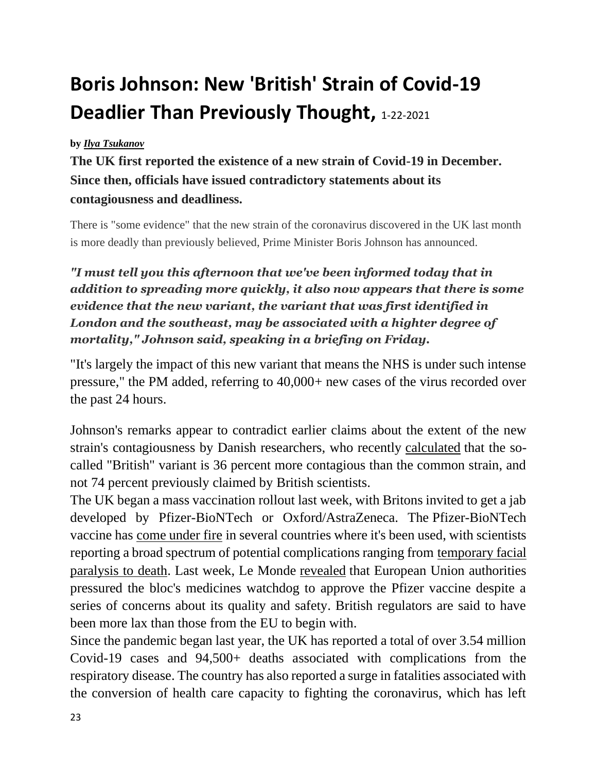# Boris Johnson: New 'British' Strain of Covid-19 Deadlier Than Previously Thought, 1-22-2021

**by *Ilya Tsukanov***

**The UK first reported the existence of a new strain of Covid-19 in December. Since then, officials have issued contradictory statements about its contagiousness and deadliness.**

There is "some evidence" that the new strain of the coronavirus discovered in the UK last month is more deadly than previously believed, Prime Minister Boris Johnson has announced.

***"I must tell you this afternoon that we've been informed today that in addition to spreading more quickly, it also now appears that there is some evidence that the new variant, the variant that was first identified in London and the southeast, may be associated with a highter degree of mortality," Johnson said, speaking in a briefing on Friday.***

"It's largely the impact of this new variant that means the NHS is under such intense pressure," the PM added, referring to 40,000+ new cases of the virus recorded over the past 24 hours.

Johnson's remarks appear to contradict earlier claims about the extent of the new strain's contagiousness by Danish researchers, who recently calculated that the so-called "British" variant is 36 percent more contagious than the common strain, and not 74 percent previously claimed by British scientists.

The UK began a mass vaccination rollout last week, with Britons invited to get a jab developed by Pfizer-BioNTech or Oxford/AstraZeneca. The Pfizer-BioNTech vaccine has come under fire in several countries where it's been used, with scientists reporting a broad spectrum of potential complications ranging from temporary facial paralysis to death. Last week, Le Monde revealed that European Union authorities pressured the bloc's medicines watchdog to approve the Pfizer vaccine despite a series of concerns about its quality and safety. British regulators are said to have been more lax than those from the EU to begin with.

Since the pandemic began last year, the UK has reported a total of over 3.54 million Covid-19 cases and 94,500+ deaths associated with complications from the respiratory disease. The country has also reported a surge in fatalities associated with the conversion of health care capacity to fighting the coronavirus, which has left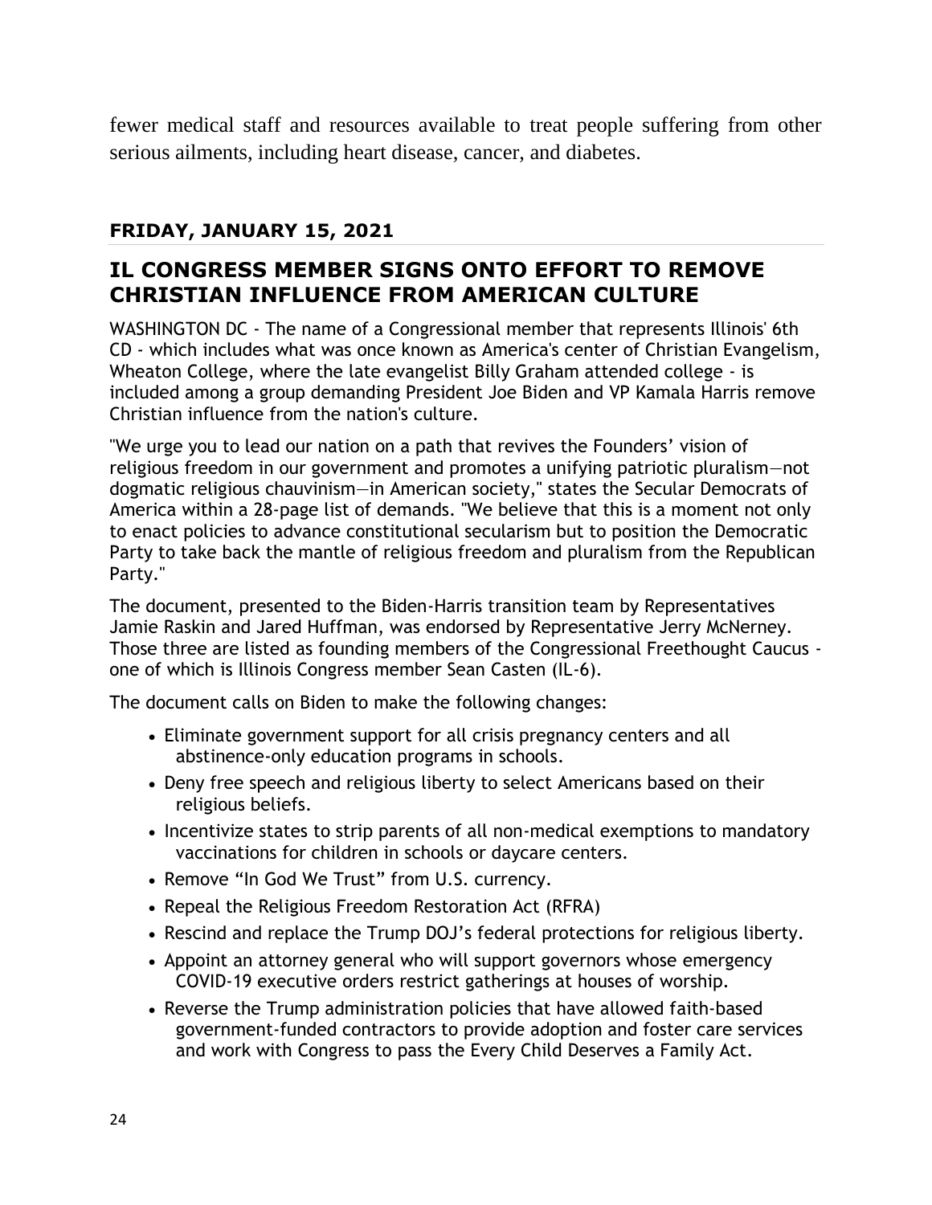fewer medical staff and resources available to treat people suffering from other serious ailments, including heart disease, cancer, and diabetes.

**FRIDAY, JANUARY 15, 2021**

## IL CONGRESS MEMBER SIGNS ONTO EFFORT TO REMOVE CHRISTIAN INFLUENCE FROM AMERICAN CULTURE

WASHINGTON DC - The name of a Congressional member that represents Illinois' 6th CD - which includes what was once known as America's center of Christian Evangelism, Wheaton College, where the late evangelist Billy Graham attended college - is included among a group demanding President Joe Biden and VP Kamala Harris remove Christian influence from the nation's culture.

"We urge you to lead our nation on a path that revives the Founders' vision of religious freedom in our government and promotes a unifying patriotic pluralism—not dogmatic religious chauvinism—in American society," states the Secular Democrats of America within a 28-page list of demands. "We believe that this is a moment not only to enact policies to advance constitutional secularism but to position the Democratic Party to take back the mantle of religious freedom and pluralism from the Republican Party."

The document, presented to the Biden-Harris transition team by Representatives Jamie Raskin and Jared Huffman, was endorsed by Representative Jerry McNerney. Those three are listed as founding members of the Congressional Freethought Caucus - one of which is Illinois Congress member Sean Casten (IL-6).

The document calls on Biden to make the following changes:

- Eliminate government support for all crisis pregnancy centers and all abstinence-only education programs in schools.
- Deny free speech and religious liberty to select Americans based on their religious beliefs.
- Incentivize states to strip parents of all non-medical exemptions to mandatory vaccinations for children in schools or daycare centers.
- Remove "In God We Trust" from U.S. currency.
- Repeal the Religious Freedom Restoration Act (RFRA)
- Rescind and replace the Trump DOJ's federal protections for religious liberty.
- Appoint an attorney general who will support governors whose emergency COVID-19 executive orders restrict gatherings at houses of worship.
- Reverse the Trump administration policies that have allowed faith-based government-funded contractors to provide adoption and foster care services and work with Congress to pass the Every Child Deserves a Family Act.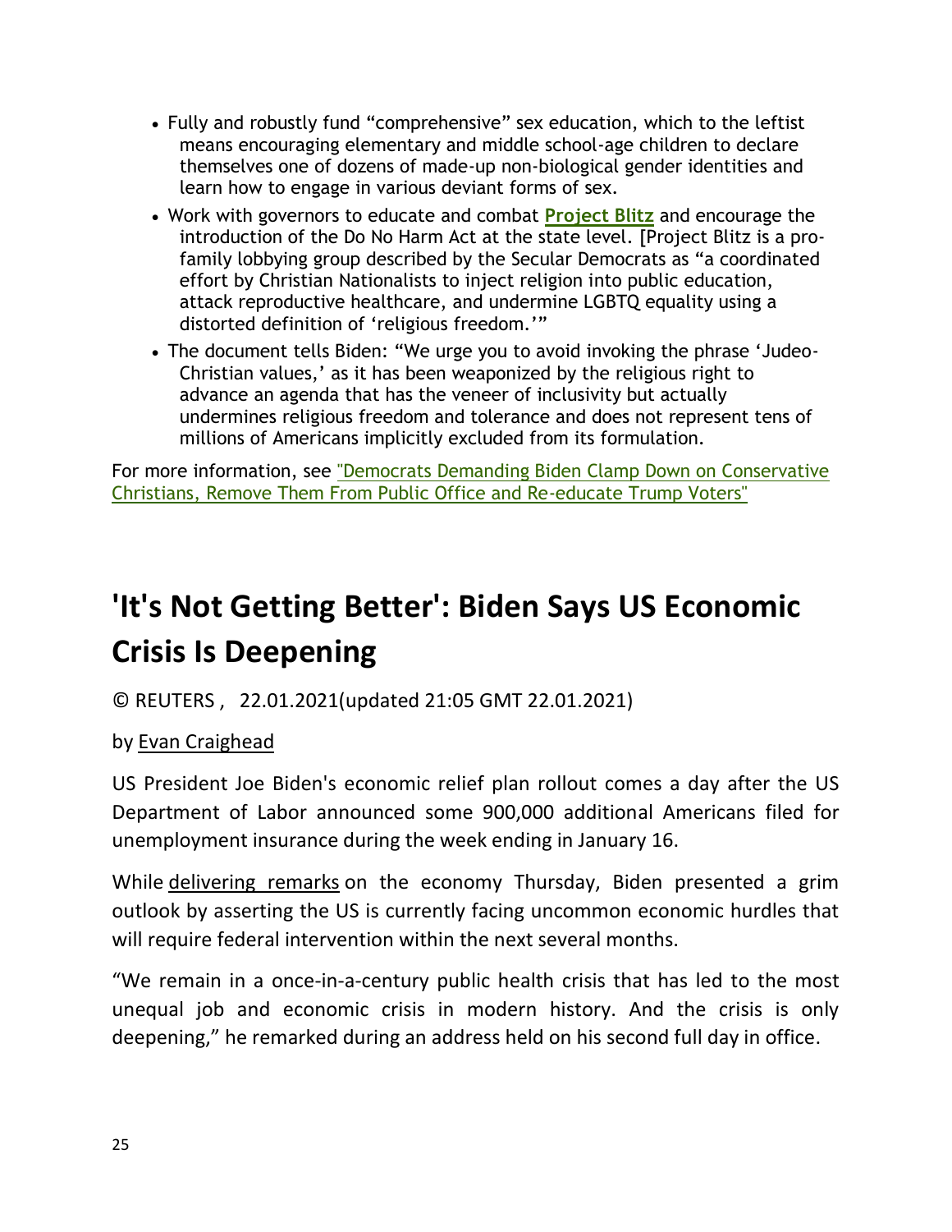- Fully and robustly fund "comprehensive" sex education, which to the leftist means encouraging elementary and middle school-age children to declare themselves one of dozens of made-up non-biological gender identities and learn how to engage in various deviant forms of sex.
- Work with governors to educate and combat **Project Blitz** and encourage the introduction of the Do No Harm Act at the state level. [Project Blitz is a pro-family lobbying group described by the Secular Democrats as "a coordinated effort by Christian Nationalists to inject religion into public education, attack reproductive healthcare, and undermine LGBTQ equality using a distorted definition of 'religious freedom.'"
- The document tells Biden: "We urge you to avoid invoking the phrase 'Judeo-Christian values,' as it has been weaponized by the religious right to advance an agenda that has the veneer of inclusivity but actually undermines religious freedom and tolerance and does not represent tens of millions of Americans implicitly excluded from its formulation.

For more information, see "Democrats Demanding Biden Clamp Down on Conservative Christians, Remove Them From Public Office and Re-educate Trump Voters"

# 'It's Not Getting Better': Biden Says US Economic Crisis Is Deepening

© REUTERS , 22.01.2021(updated 21:05 GMT 22.01.2021)

by Evan Craighead

US President Joe Biden's economic relief plan rollout comes a day after the US Department of Labor announced some 900,000 additional Americans filed for unemployment insurance during the week ending in January 16.

While delivering remarks on the economy Thursday, Biden presented a grim outlook by asserting the US is currently facing uncommon economic hurdles that will require federal intervention within the next several months.

"We remain in a once-in-a-century public health crisis that has led to the most unequal job and economic crisis in modern history. And the crisis is only deepening," he remarked during an address held on his second full day in office.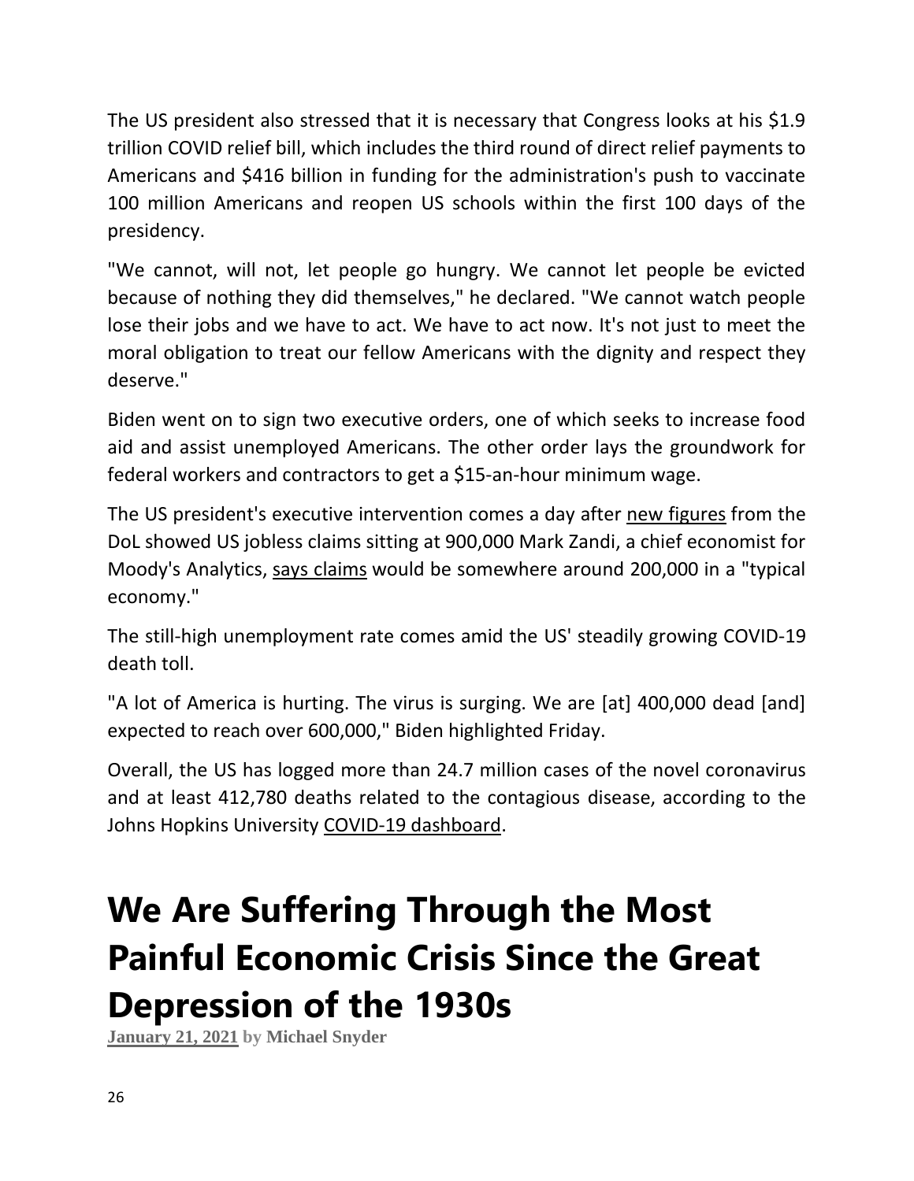The US president also stressed that it is necessary that Congress looks at his $1.9 trillion COVID relief bill, which includes the third round of direct relief payments to Americans and $416 billion in funding for the administration's push to vaccinate 100 million Americans and reopen US schools within the first 100 days of the presidency.

"We cannot, will not, let people go hungry. We cannot let people be evicted because of nothing they did themselves," he declared. "We cannot watch people lose their jobs and we have to act. We have to act now. It's not just to meet the moral obligation to treat our fellow Americans with the dignity and respect they deserve."

Biden went on to sign two executive orders, one of which seeks to increase food aid and assist unemployed Americans. The other order lays the groundwork for federal workers and contractors to get a $15-an-hour minimum wage.

The US president's executive intervention comes a day after new figures from the DoL showed US jobless claims sitting at 900,000 Mark Zandi, a chief economist for Moody's Analytics, says claims would be somewhere around 200,000 in a "typical economy."

The still-high unemployment rate comes amid the US' steadily growing COVID-19 death toll.

"A lot of America is hurting. The virus is surging. We are [at] 400,000 dead [and] expected to reach over 600,000," Biden highlighted Friday.

Overall, the US has logged more than 24.7 million cases of the novel coronavirus and at least 412,780 deaths related to the contagious disease, according to the Johns Hopkins University COVID-19 dashboard.

# We Are Suffering Through the Most Painful Economic Crisis Since the Great Depression of the 1930s

**January 21, 2021 by Michael Snyder**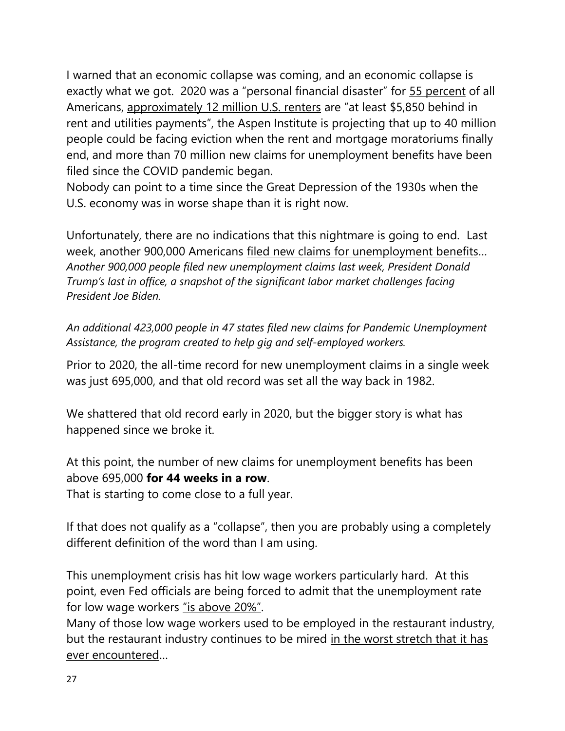I warned that an economic collapse was coming, and an economic collapse is exactly what we got. 2020 was a "personal financial disaster" for 55 percent of all Americans, approximately 12 million U.S. renters are "at least $5,850 behind in rent and utilities payments", the Aspen Institute is projecting that up to 40 million people could be facing eviction when the rent and mortgage moratoriums finally end, and more than 70 million new claims for unemployment benefits have been filed since the COVID pandemic began.
Nobody can point to a time since the Great Depression of the 1930s when the U.S. economy was in worse shape than it is right now.

Unfortunately, there are no indications that this nightmare is going to end. Last week, another 900,000 Americans filed new claims for unemployment benefits…
*Another 900,000 people filed new unemployment claims last week, President Donald Trump's last in office, a snapshot of the significant labor market challenges facing President Joe Biden.*

*An additional 423,000 people in 47 states filed new claims for Pandemic Unemployment Assistance, the program created to help gig and self-employed workers.*

Prior to 2020, the all-time record for new unemployment claims in a single week was just 695,000, and that old record was set all the way back in 1982.

We shattered that old record early in 2020, but the bigger story is what has happened since we broke it.

At this point, the number of new claims for unemployment benefits has been above 695,000 **for 44 weeks in a row**.
That is starting to come close to a full year.

If that does not qualify as a "collapse", then you are probably using a completely different definition of the word than I am using.

This unemployment crisis has hit low wage workers particularly hard. At this point, even Fed officials are being forced to admit that the unemployment rate for low wage workers "is above 20%".
Many of those low wage workers used to be employed in the restaurant industry, but the restaurant industry continues to be mired in the worst stretch that it has ever encountered…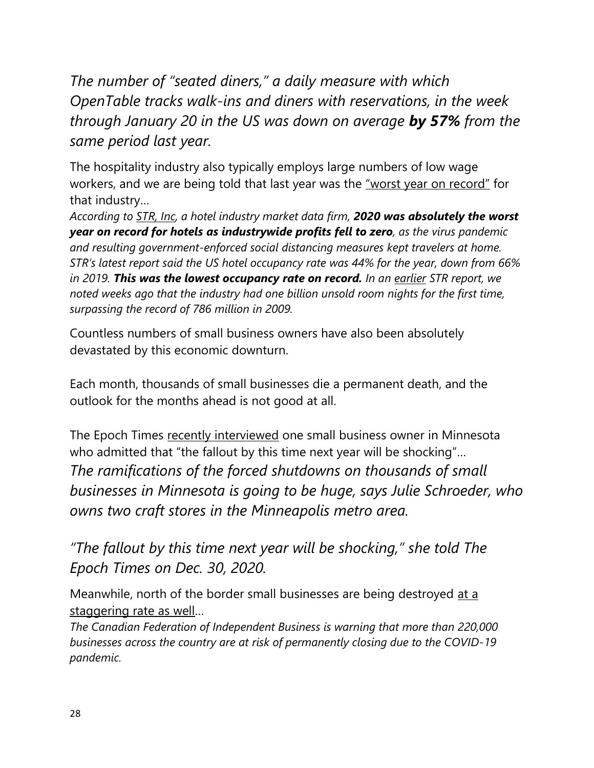*The number of "seated diners," a daily measure with which OpenTable tracks walk-ins and diners with reservations, in the week through January 20 in the US was down on average **by 57%** from the same period last year.*

The hospitality industry also typically employs large numbers of low wage workers, and we are being told that last year was the "worst year on record" for that industry…

*According to STR, Inc, a hotel industry market data firm, **2020 was absolutely the worst year on record for hotels as industrywide profits fell to zero**, as the virus pandemic and resulting government-enforced social distancing measures kept travelers at home. STR's latest report said the US hotel occupancy rate was 44% for the year, down from 66% in 2019. **This was the lowest occupancy rate on record.** In an earlier STR report, we noted weeks ago that the industry had one billion unsold room nights for the first time, surpassing the record of 786 million in 2009.*

Countless numbers of small business owners have also been absolutely devastated by this economic downturn.

Each month, thousands of small businesses die a permanent death, and the outlook for the months ahead is not good at all.

The Epoch Times recently interviewed one small business owner in Minnesota who admitted that "the fallout by this time next year will be shocking"…

*The ramifications of the forced shutdowns on thousands of small businesses in Minnesota is going to be huge, says Julie Schroeder, who owns two craft stores in the Minneapolis metro area.*

*"The fallout by this time next year will be shocking," she told The Epoch Times on Dec. 30, 2020.*

Meanwhile, north of the border small businesses are being destroyed at a staggering rate as well…

*The Canadian Federation of Independent Business is warning that more than 220,000 businesses across the country are at risk of permanently closing due to the COVID-19 pandemic.*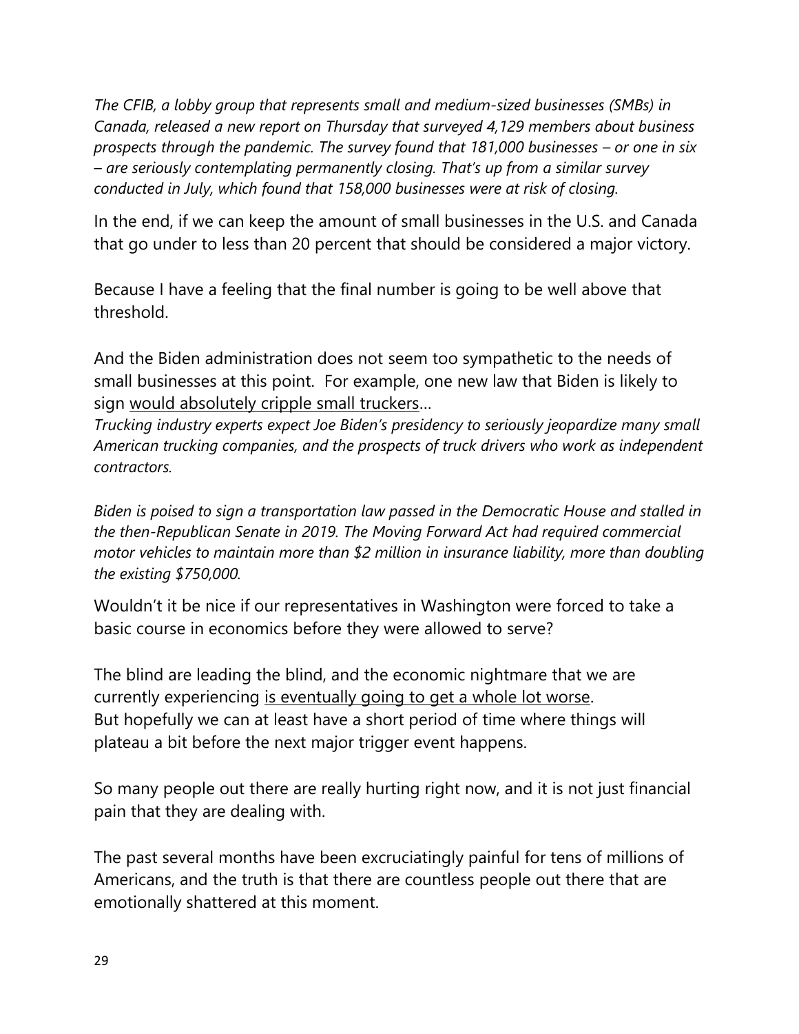*The CFIB, a lobby group that represents small and medium-sized businesses (SMBs) in Canada, released a new report on Thursday that surveyed 4,129 members about business prospects through the pandemic. The survey found that 181,000 businesses – or one in six – are seriously contemplating permanently closing. That's up from a similar survey conducted in July, which found that 158,000 businesses were at risk of closing.*

In the end, if we can keep the amount of small businesses in the U.S. and Canada that go under to less than 20 percent that should be considered a major victory.

Because I have a feeling that the final number is going to be well above that threshold.

And the Biden administration does not seem too sympathetic to the needs of small businesses at this point. For example, one new law that Biden is likely to sign would absolutely cripple small truckers…

*Trucking industry experts expect Joe Biden's presidency to seriously jeopardize many small American trucking companies, and the prospects of truck drivers who work as independent contractors.*

*Biden is poised to sign a transportation law passed in the Democratic House and stalled in the then-Republican Senate in 2019. The Moving Forward Act had required commercial motor vehicles to maintain more than $2 million in insurance liability, more than doubling the existing $750,000.*

Wouldn't it be nice if our representatives in Washington were forced to take a basic course in economics before they were allowed to serve?

The blind are leading the blind, and the economic nightmare that we are currently experiencing is eventually going to get a whole lot worse. But hopefully we can at least have a short period of time where things will plateau a bit before the next major trigger event happens.

So many people out there are really hurting right now, and it is not just financial pain that they are dealing with.

The past several months have been excruciatingly painful for tens of millions of Americans, and the truth is that there are countless people out there that are emotionally shattered at this moment.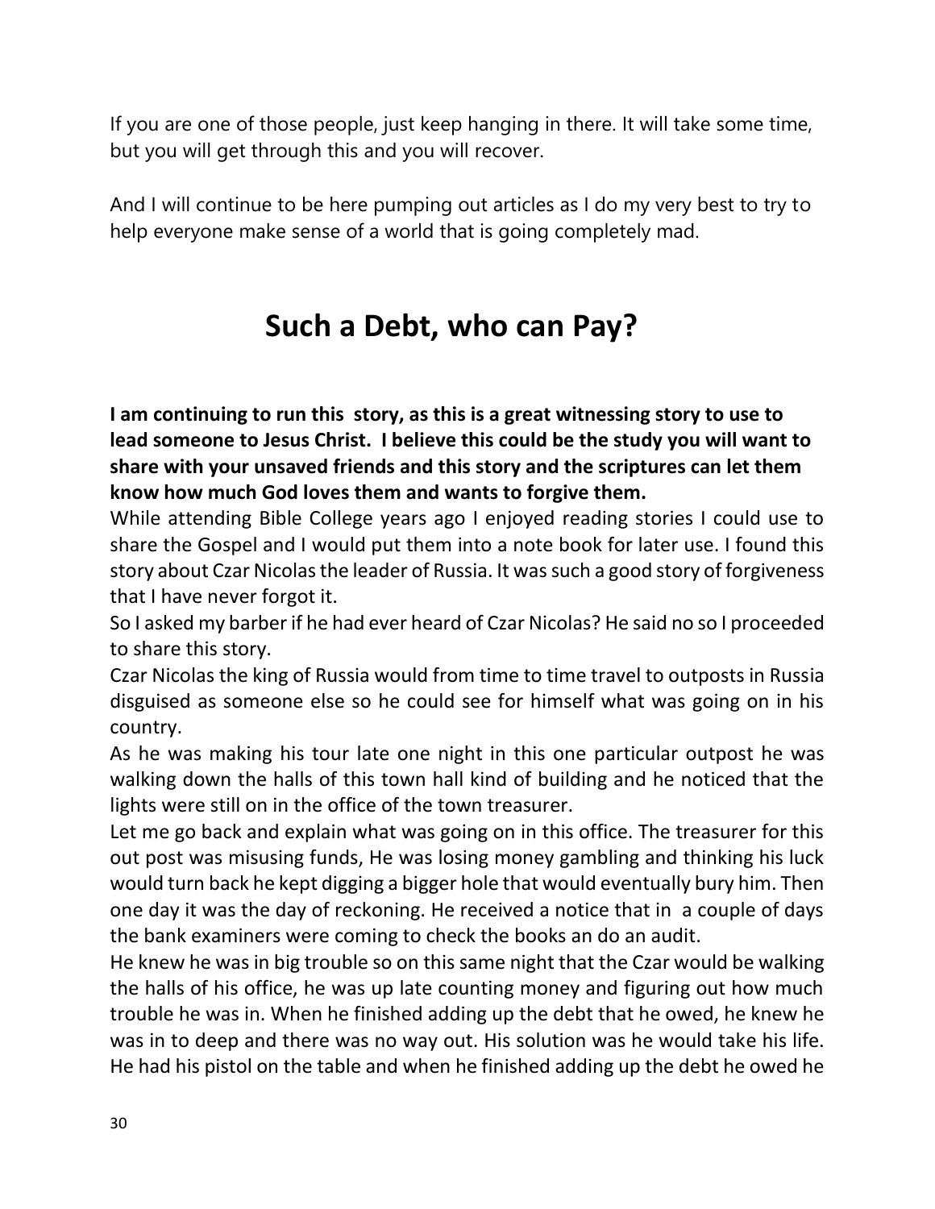If you are one of those people, just keep hanging in there. It will take some time, but you will get through this and you will recover.

And I will continue to be here pumping out articles as I do my very best to try to help everyone make sense of a world that is going completely mad.

## Such a Debt, who can Pay?

**I am continuing to run this story, as this is a great witnessing story to use to lead someone to Jesus Christ. I believe this could be the study you will want to share with your unsaved friends and this story and the scriptures can let them know how much God loves them and wants to forgive them.**

While attending Bible College years ago I enjoyed reading stories I could use to share the Gospel and I would put them into a note book for later use. I found this story about Czar Nicolas the leader of Russia. It was such a good story of forgiveness that I have never forgot it.

So I asked my barber if he had ever heard of Czar Nicolas? He said no so I proceeded to share this story.

Czar Nicolas the king of Russia would from time to time travel to outposts in Russia disguised as someone else so he could see for himself what was going on in his country.

As he was making his tour late one night in this one particular outpost he was walking down the halls of this town hall kind of building and he noticed that the lights were still on in the office of the town treasurer.

Let me go back and explain what was going on in this office. The treasurer for this out post was misusing funds, He was losing money gambling and thinking his luck would turn back he kept digging a bigger hole that would eventually bury him. Then one day it was the day of reckoning. He received a notice that in a couple of days the bank examiners were coming to check the books an do an audit.

He knew he was in big trouble so on this same night that the Czar would be walking the halls of his office, he was up late counting money and figuring out how much trouble he was in. When he finished adding up the debt that he owed, he knew he was in to deep and there was no way out. His solution was he would take his life. He had his pistol on the table and when he finished adding up the debt he owed he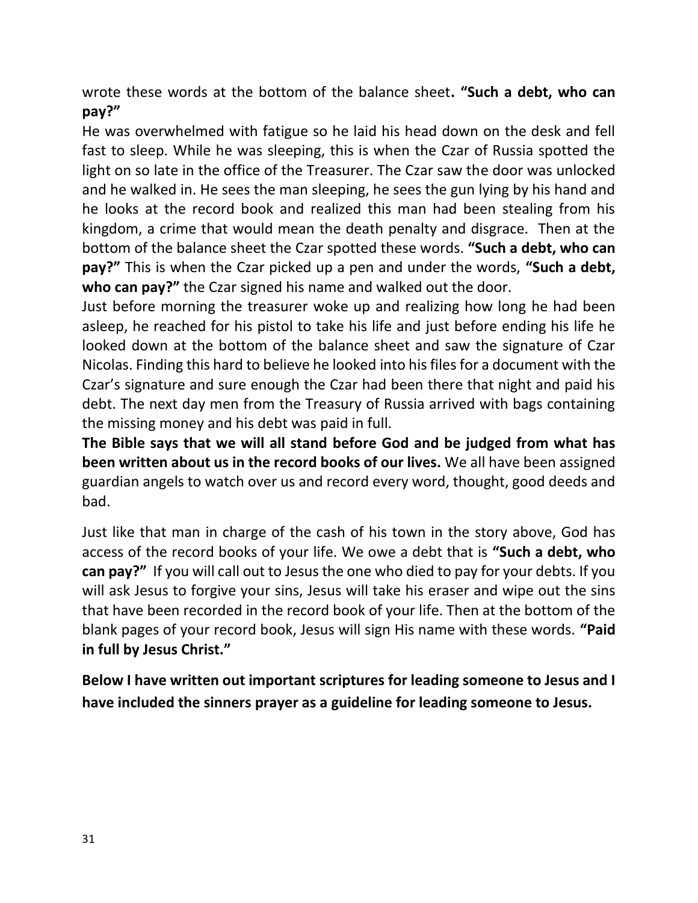wrote these words at the bottom of the balance sheet**. "Such a debt, who can pay?"**

He was overwhelmed with fatigue so he laid his head down on the desk and fell fast to sleep. While he was sleeping, this is when the Czar of Russia spotted the light on so late in the office of the Treasurer. The Czar saw the door was unlocked and he walked in. He sees the man sleeping, he sees the gun lying by his hand and he looks at the record book and realized this man had been stealing from his kingdom, a crime that would mean the death penalty and disgrace. Then at the bottom of the balance sheet the Czar spotted these words. **"Such a debt, who can pay?"** This is when the Czar picked up a pen and under the words, **"Such a debt, who can pay?"** the Czar signed his name and walked out the door.

Just before morning the treasurer woke up and realizing how long he had been asleep, he reached for his pistol to take his life and just before ending his life he looked down at the bottom of the balance sheet and saw the signature of Czar Nicolas. Finding this hard to believe he looked into his files for a document with the Czar's signature and sure enough the Czar had been there that night and paid his debt. The next day men from the Treasury of Russia arrived with bags containing the missing money and his debt was paid in full.

**The Bible says that we will all stand before God and be judged from what has been written about us in the record books of our lives.** We all have been assigned guardian angels to watch over us and record every word, thought, good deeds and bad.

Just like that man in charge of the cash of his town in the story above, God has access of the record books of your life. We owe a debt that is **"Such a debt, who can pay?"** If you will call out to Jesus the one who died to pay for your debts. If you will ask Jesus to forgive your sins, Jesus will take his eraser and wipe out the sins that have been recorded in the record book of your life. Then at the bottom of the blank pages of your record book, Jesus will sign His name with these words. **"Paid in full by Jesus Christ."**

**Below I have written out important scriptures for leading someone to Jesus and I have included the sinners prayer as a guideline for leading someone to Jesus.**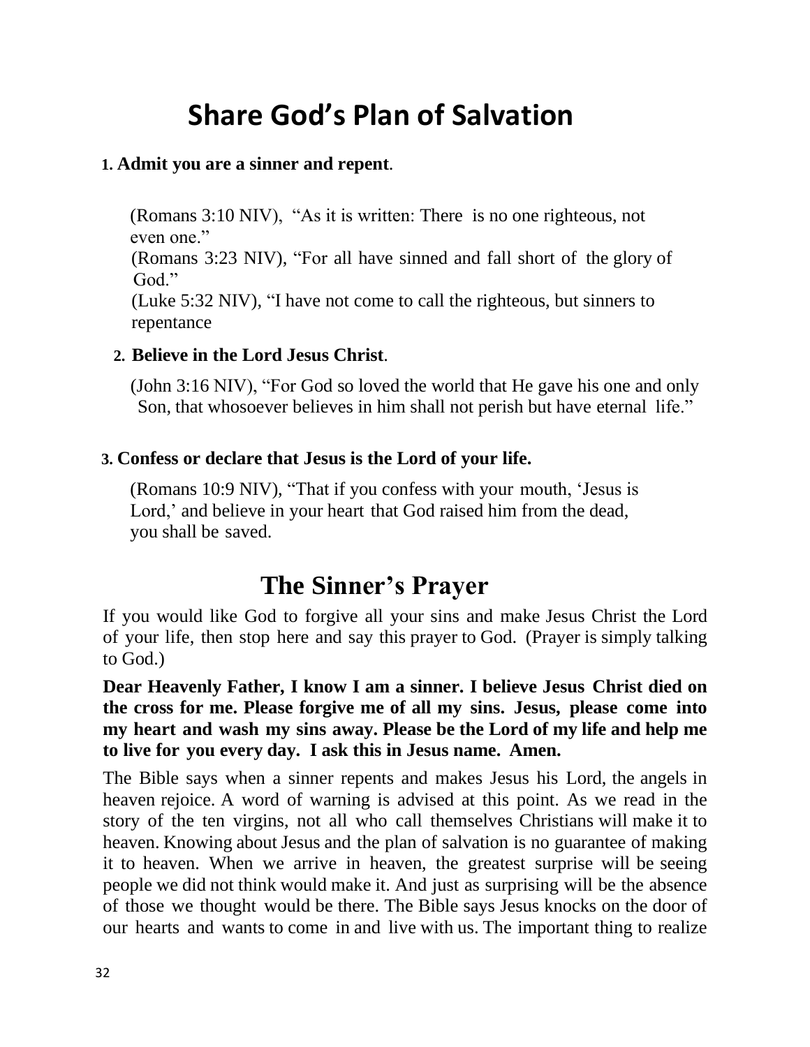# Share God's Plan of Salvation

**1. Admit you are a sinner and repent.**

(Romans 3:10 NIV), "As it is written: There is no one righteous, not even one."
(Romans 3:23 NIV), "For all have sinned and fall short of the glory of God."
(Luke 5:32 NIV), "I have not come to call the righteous, but sinners to repentance

**2. Believe in the Lord Jesus Christ.**

(John 3:16 NIV), "For God so loved the world that He gave his one and only Son, that whosoever believes in him shall not perish but have eternal life."

**3. Confess or declare that Jesus is the Lord of your life.**

(Romans 10:9 NIV), "That if you confess with your mouth, 'Jesus is Lord,' and believe in your heart that God raised him from the dead, you shall be saved.

## The Sinner's Prayer

If you would like God to forgive all your sins and make Jesus Christ the Lord of your life, then stop here and say this prayer to God. (Prayer is simply talking to God.)

**Dear Heavenly Father, I know I am a sinner. I believe Jesus Christ died on the cross for me. Please forgive me of all my sins. Jesus, please come into my heart and wash my sins away. Please be the Lord of my life and help me to live for you every day. I ask this in Jesus name. Amen.**

The Bible says when a sinner repents and makes Jesus his Lord, the angels in heaven rejoice. A word of warning is advised at this point. As we read in the story of the ten virgins, not all who call themselves Christians will make it to heaven. Knowing about Jesus and the plan of salvation is no guarantee of making it to heaven. When we arrive in heaven, the greatest surprise will be seeing people we did not think would make it. And just as surprising will be the absence of those we thought would be there. The Bible says Jesus knocks on the door of our hearts and wants to come in and live with us. The important thing to realize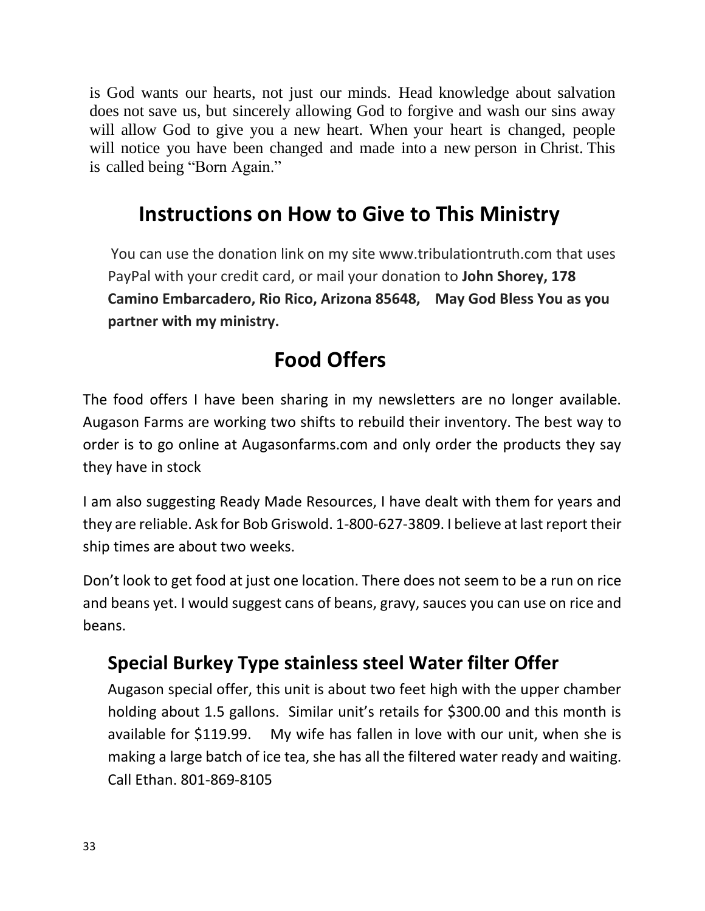is God wants our hearts, not just our minds. Head knowledge about salvation does not save us, but sincerely allowing God to forgive and wash our sins away will allow God to give you a new heart. When your heart is changed, people will notice you have been changed and made into a new person in Christ. This is called being "Born Again."

## Instructions on How to Give to This Ministry

You can use the donation link on my site www.tribulationtruth.com that uses PayPal with your credit card, or mail your donation to **John Shorey, 178 Camino Embarcadero, Rio Rico, Arizona 85648, May God Bless You as you partner with my ministry.**

## Food Offers

The food offers I have been sharing in my newsletters are no longer available. Augason Farms are working two shifts to rebuild their inventory. The best way to order is to go online at Augasonfarms.com and only order the products they say they have in stock

I am also suggesting Ready Made Resources, I have dealt with them for years and they are reliable. Ask for Bob Griswold. 1-800-627-3809. I believe at last report their ship times are about two weeks.

Don't look to get food at just one location. There does not seem to be a run on rice and beans yet. I would suggest cans of beans, gravy, sauces you can use on rice and beans.

### Special Burkey Type stainless steel Water filter Offer

Augason special offer, this unit is about two feet high with the upper chamber holding about 1.5 gallons. Similar unit's retails for $300.00 and this month is available for $119.99. My wife has fallen in love with our unit, when she is making a large batch of ice tea, she has all the filtered water ready and waiting. Call Ethan. 801-869-8105